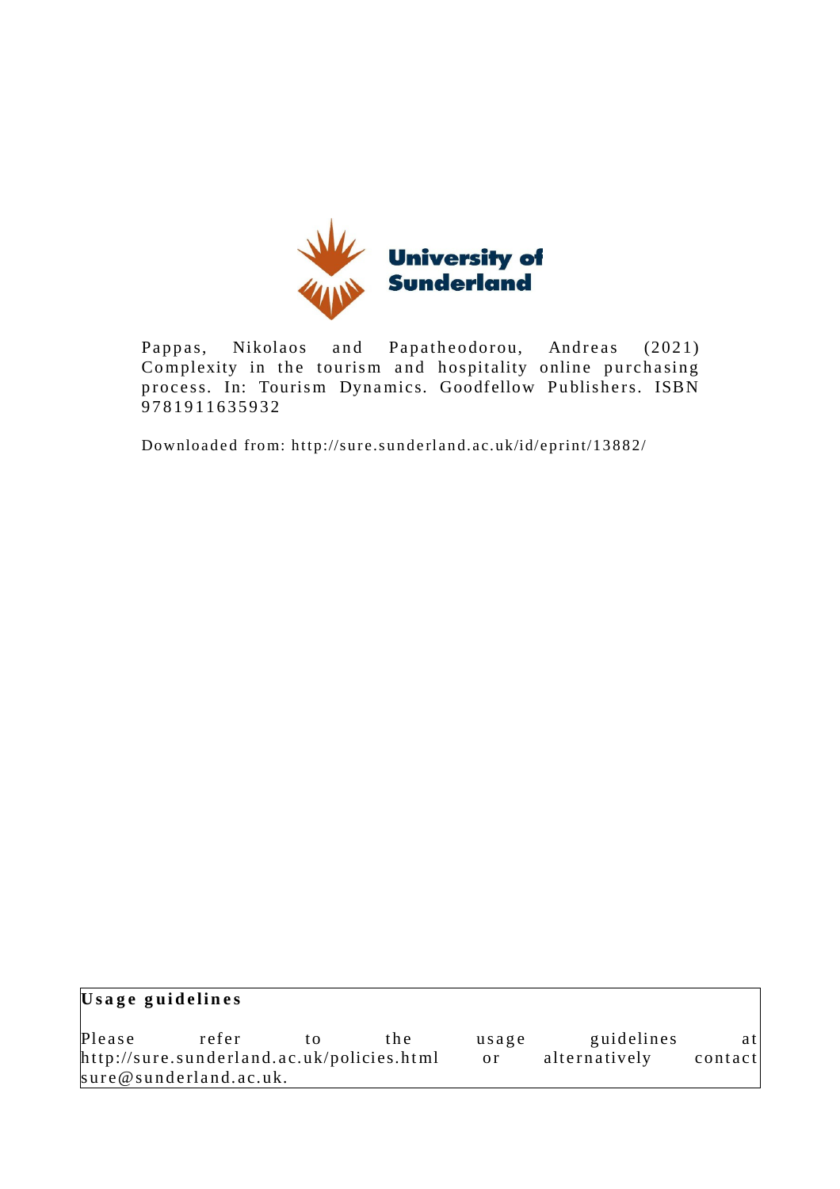University of Sunderland

Pappas, Nikolaos and Papatheodorou, Andreas (2021) Complexity in the tourism and hospitality online purchasing process. In: Tourism Dynamics. Goodfellow Publishers. ISBN 9781911635932

Downloaded from: http://sure.sunderland.ac.uk/id/eprint/13882/

**Usage guidelines**

Please refer to the usage guidelines at http://sure.sunderland.ac.uk/policies.html or alternatively contact sure@sunderland.ac.uk.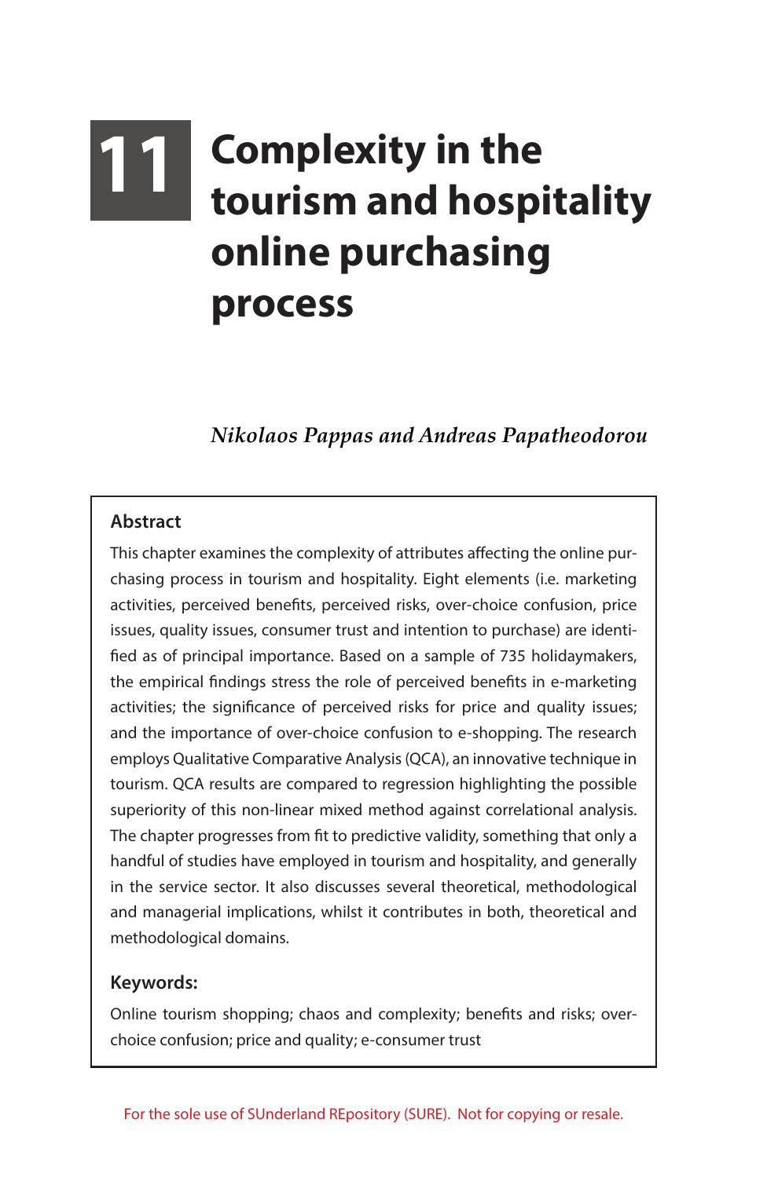# 11 Complexity in the tourism and hospitality online purchasing process

*Nikolaos Pappas and Andreas Papatheodorou*

## Abstract

This chapter examines the complexity of attributes affecting the online purchasing process in tourism and hospitality. Eight elements (i.e. marketing activities, perceived benefits, perceived risks, over-choice confusion, price issues, quality issues, consumer trust and intention to purchase) are identified as of principal importance. Based on a sample of 735 holidaymakers, the empirical findings stress the role of perceived benefits in e-marketing activities; the significance of perceived risks for price and quality issues; and the importance of over-choice confusion to e-shopping. The research employs Qualitative Comparative Analysis (QCA), an innovative technique in tourism. QCA results are compared to regression highlighting the possible superiority of this non-linear mixed method against correlational analysis. The chapter progresses from fit to predictive validity, something that only a handful of studies have employed in tourism and hospitality, and generally in the service sector. It also discusses several theoretical, methodological and managerial implications, whilst it contributes in both, theoretical and methodological domains.

### Keywords:

Online tourism shopping; chaos and complexity; benefits and risks; over-choice confusion; price and quality; e-consumer trust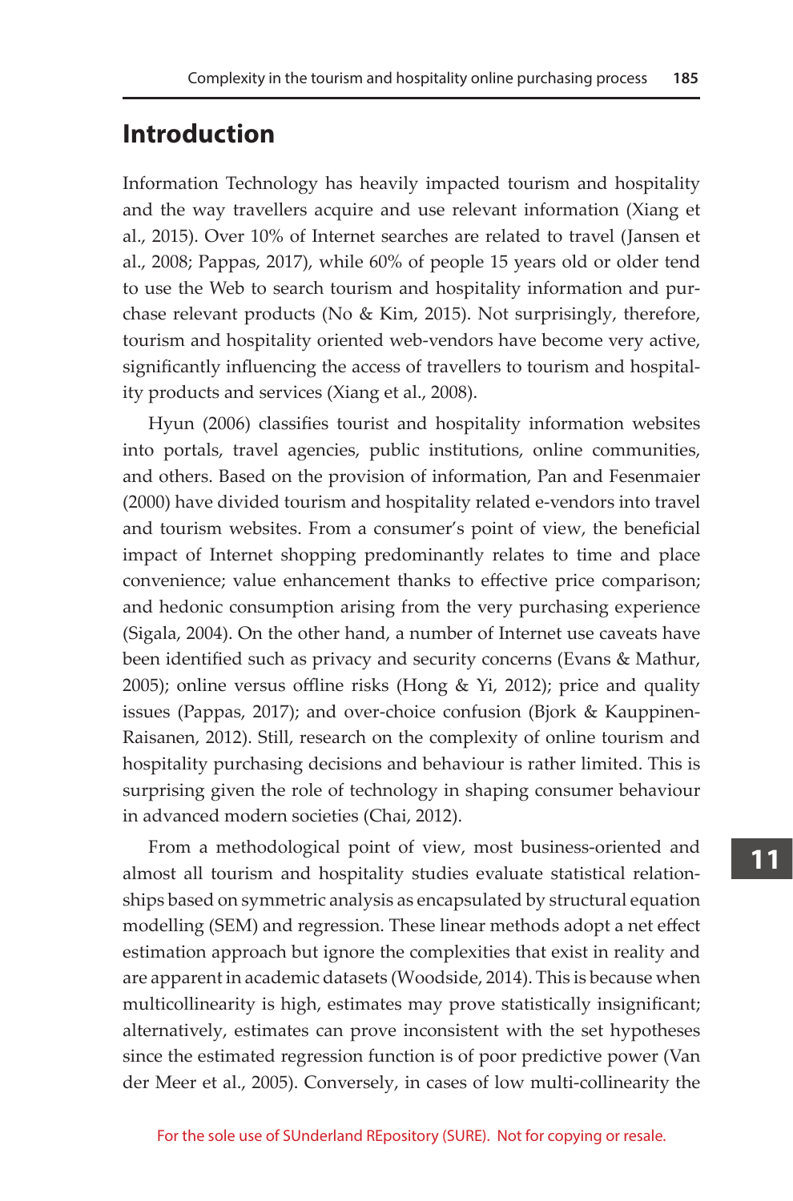## Introduction

Information Technology has heavily impacted tourism and hospitality and the way travellers acquire and use relevant information (Xiang et al., 2015). Over 10% of Internet searches are related to travel (Jansen et al., 2008; Pappas, 2017), while 60% of people 15 years old or older tend to use the Web to search tourism and hospitality information and purchase relevant products (No & Kim, 2015). Not surprisingly, therefore, tourism and hospitality oriented web-vendors have become very active, significantly influencing the access of travellers to tourism and hospitality products and services (Xiang et al., 2008).

Hyun (2006) classifies tourist and hospitality information websites into portals, travel agencies, public institutions, online communities, and others. Based on the provision of information, Pan and Fesenmaier (2000) have divided tourism and hospitality related e-vendors into travel and tourism websites. From a consumer's point of view, the beneficial impact of Internet shopping predominantly relates to time and place convenience; value enhancement thanks to effective price comparison; and hedonic consumption arising from the very purchasing experience (Sigala, 2004). On the other hand, a number of Internet use caveats have been identified such as privacy and security concerns (Evans & Mathur, 2005); online versus offline risks (Hong & Yi, 2012); price and quality issues (Pappas, 2017); and over-choice confusion (Bjork & Kauppinen-Raisanen, 2012). Still, research on the complexity of online tourism and hospitality purchasing decisions and behaviour is rather limited. This is surprising given the role of technology in shaping consumer behaviour in advanced modern societies (Chai, 2012).

From a methodological point of view, most business-oriented and almost all tourism and hospitality studies evaluate statistical relationships based on symmetric analysis as encapsulated by structural equation modelling (SEM) and regression. These linear methods adopt a net effect estimation approach but ignore the complexities that exist in reality and are apparent in academic datasets (Woodside, 2014). This is because when multicollinearity is high, estimates may prove statistically insignificant; alternatively, estimates can prove inconsistent with the set hypotheses since the estimated regression function is of poor predictive power (Van der Meer et al., 2005). Conversely, in cases of low multi-collinearity the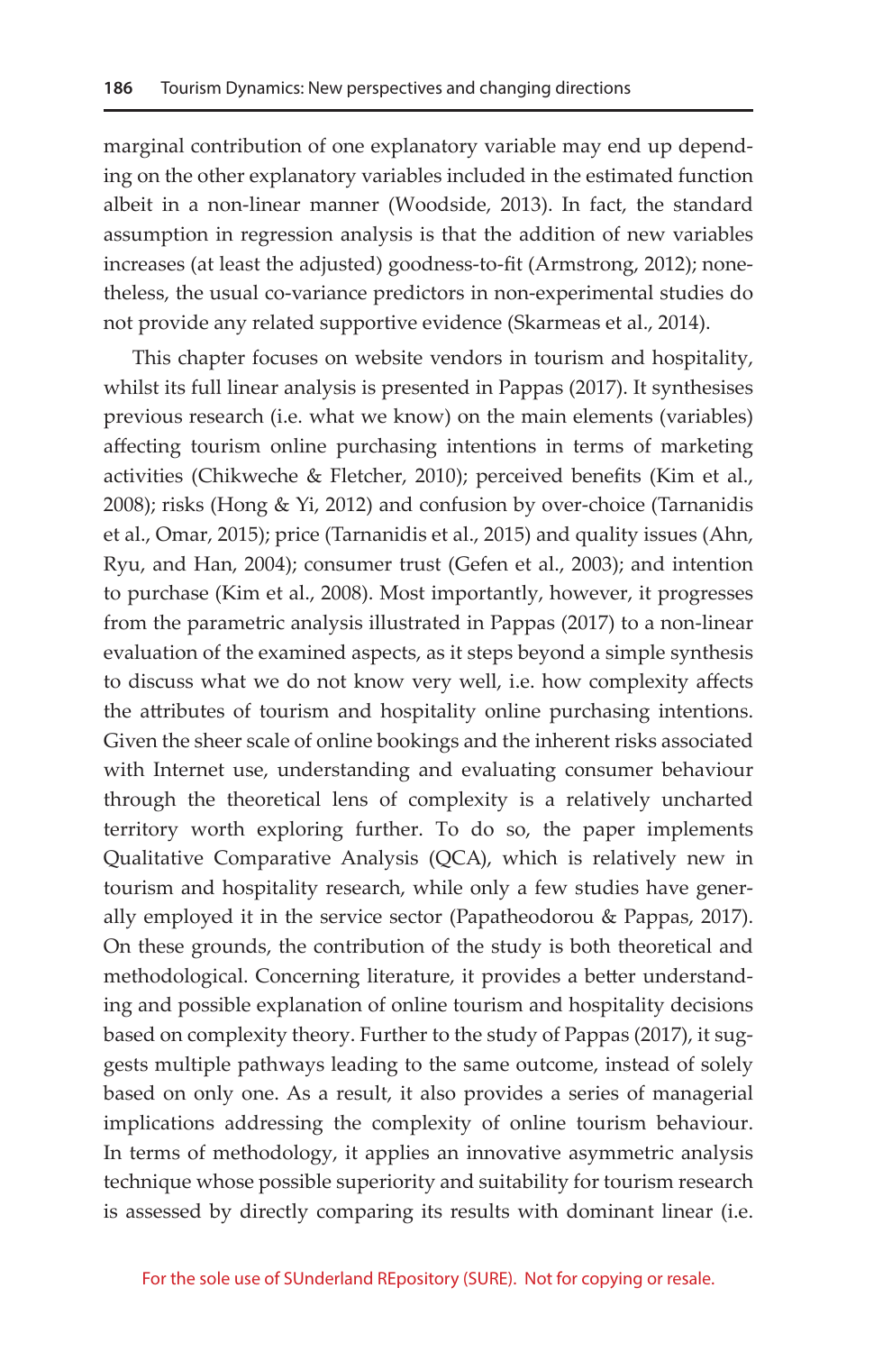marginal contribution of one explanatory variable may end up depending on the other explanatory variables included in the estimated function albeit in a non-linear manner (Woodside, 2013). In fact, the standard assumption in regression analysis is that the addition of new variables increases (at least the adjusted) goodness-to-fit (Armstrong, 2012); nonetheless, the usual co-variance predictors in non-experimental studies do not provide any related supportive evidence (Skarmeas et al., 2014).

This chapter focuses on website vendors in tourism and hospitality, whilst its full linear analysis is presented in Pappas (2017). It synthesises previous research (i.e. what we know) on the main elements (variables) affecting tourism online purchasing intentions in terms of marketing activities (Chikweche & Fletcher, 2010); perceived benefits (Kim et al., 2008); risks (Hong & Yi, 2012) and confusion by over-choice (Tarnanidis et al., Omar, 2015); price (Tarnanidis et al., 2015) and quality issues (Ahn, Ryu, and Han, 2004); consumer trust (Gefen et al., 2003); and intention to purchase (Kim et al., 2008). Most importantly, however, it progresses from the parametric analysis illustrated in Pappas (2017) to a non-linear evaluation of the examined aspects, as it steps beyond a simple synthesis to discuss what we do not know very well, i.e. how complexity affects the attributes of tourism and hospitality online purchasing intentions. Given the sheer scale of online bookings and the inherent risks associated with Internet use, understanding and evaluating consumer behaviour through the theoretical lens of complexity is a relatively uncharted territory worth exploring further. To do so, the paper implements Qualitative Comparative Analysis (QCA), which is relatively new in tourism and hospitality research, while only a few studies have generally employed it in the service sector (Papatheodorou & Pappas, 2017). On these grounds, the contribution of the study is both theoretical and methodological. Concerning literature, it provides a better understanding and possible explanation of online tourism and hospitality decisions based on complexity theory. Further to the study of Pappas (2017), it suggests multiple pathways leading to the same outcome, instead of solely based on only one. As a result, it also provides a series of managerial implications addressing the complexity of online tourism behaviour. In terms of methodology, it applies an innovative asymmetric analysis technique whose possible superiority and suitability for tourism research is assessed by directly comparing its results with dominant linear (i.e.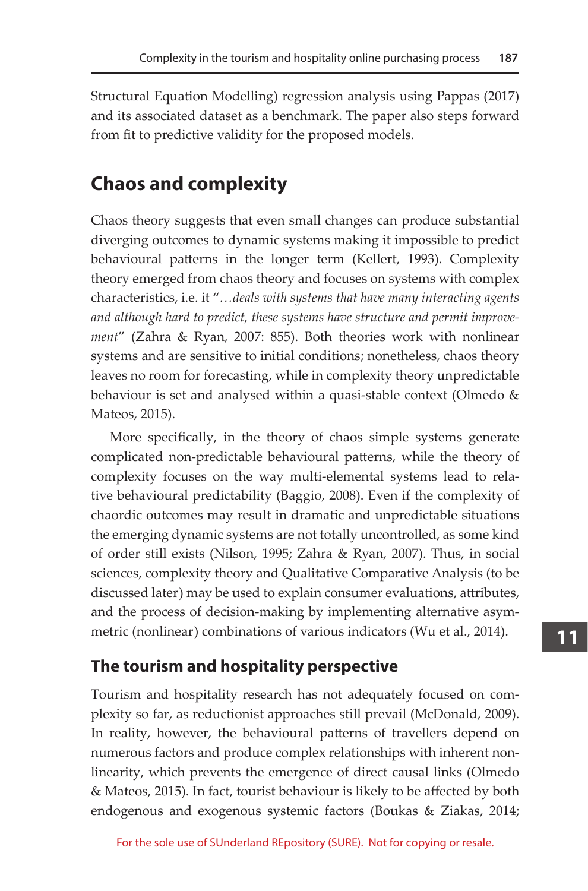Structural Equation Modelling) regression analysis using Pappas (2017) and its associated dataset as a benchmark. The paper also steps forward from fit to predictive validity for the proposed models.

## Chaos and complexity

Chaos theory suggests that even small changes can produce substantial diverging outcomes to dynamic systems making it impossible to predict behavioural patterns in the longer term (Kellert, 1993). Complexity theory emerged from chaos theory and focuses on systems with complex characteristics, i.e. it "*…deals with systems that have many interacting agents and although hard to predict, these systems have structure and permit improvement*" (Zahra & Ryan, 2007: 855). Both theories work with nonlinear systems and are sensitive to initial conditions; nonetheless, chaos theory leaves no room for forecasting, while in complexity theory unpredictable behaviour is set and analysed within a quasi-stable context (Olmedo & Mateos, 2015).

More specifically, in the theory of chaos simple systems generate complicated non-predictable behavioural patterns, while the theory of complexity focuses on the way multi-elemental systems lead to relative behavioural predictability (Baggio, 2008). Even if the complexity of chaordic outcomes may result in dramatic and unpredictable situations the emerging dynamic systems are not totally uncontrolled, as some kind of order still exists (Nilson, 1995; Zahra & Ryan, 2007). Thus, in social sciences, complexity theory and Qualitative Comparative Analysis (to be discussed later) may be used to explain consumer evaluations, attributes, and the process of decision-making by implementing alternative asymmetric (nonlinear) combinations of various indicators (Wu et al., 2014).

### The tourism and hospitality perspective

Tourism and hospitality research has not adequately focused on complexity so far, as reductionist approaches still prevail (McDonald, 2009). In reality, however, the behavioural patterns of travellers depend on numerous factors and produce complex relationships with inherent nonlinearity, which prevents the emergence of direct causal links (Olmedo & Mateos, 2015). In fact, tourist behaviour is likely to be affected by both endogenous and exogenous systemic factors (Boukas & Ziakas, 2014;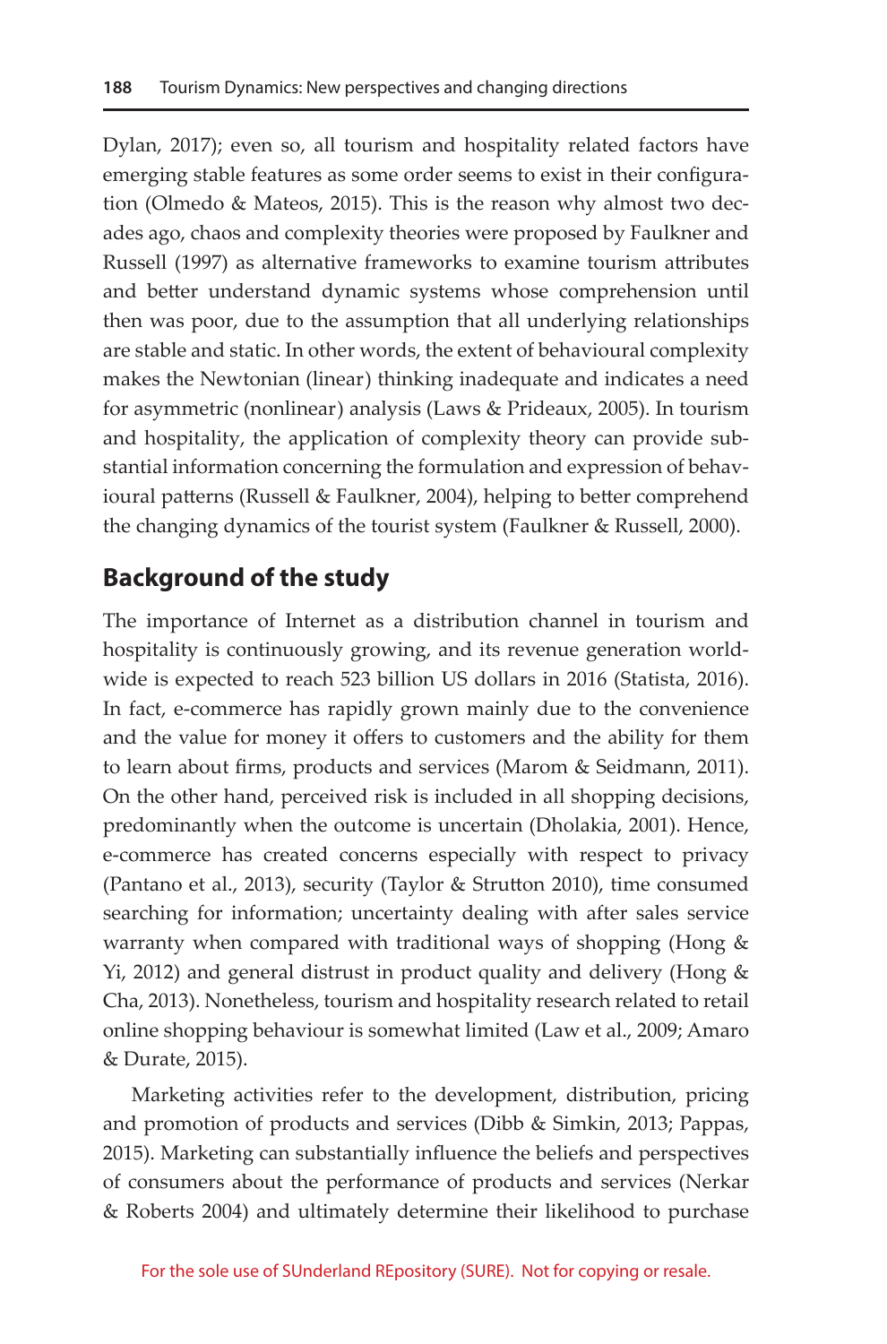Dylan, 2017); even so, all tourism and hospitality related factors have emerging stable features as some order seems to exist in their configuration (Olmedo & Mateos, 2015). This is the reason why almost two decades ago, chaos and complexity theories were proposed by Faulkner and Russell (1997) as alternative frameworks to examine tourism attributes and better understand dynamic systems whose comprehension until then was poor, due to the assumption that all underlying relationships are stable and static. In other words, the extent of behavioural complexity makes the Newtonian (linear) thinking inadequate and indicates a need for asymmetric (nonlinear) analysis (Laws & Prideaux, 2005). In tourism and hospitality, the application of complexity theory can provide substantial information concerning the formulation and expression of behavioural patterns (Russell & Faulkner, 2004), helping to better comprehend the changing dynamics of the tourist system (Faulkner & Russell, 2000).

## Background of the study

The importance of Internet as a distribution channel in tourism and hospitality is continuously growing, and its revenue generation worldwide is expected to reach 523 billion US dollars in 2016 (Statista, 2016). In fact, e-commerce has rapidly grown mainly due to the convenience and the value for money it offers to customers and the ability for them to learn about firms, products and services (Marom & Seidmann, 2011). On the other hand, perceived risk is included in all shopping decisions, predominantly when the outcome is uncertain (Dholakia, 2001). Hence, e-commerce has created concerns especially with respect to privacy (Pantano et al., 2013), security (Taylor & Strutton 2010), time consumed searching for information; uncertainty dealing with after sales service warranty when compared with traditional ways of shopping (Hong & Yi, 2012) and general distrust in product quality and delivery (Hong & Cha, 2013). Nonetheless, tourism and hospitality research related to retail online shopping behaviour is somewhat limited (Law et al., 2009; Amaro & Durate, 2015).

Marketing activities refer to the development, distribution, pricing and promotion of products and services (Dibb & Simkin, 2013; Pappas, 2015). Marketing can substantially influence the beliefs and perspectives of consumers about the performance of products and services (Nerkar & Roberts 2004) and ultimately determine their likelihood to purchase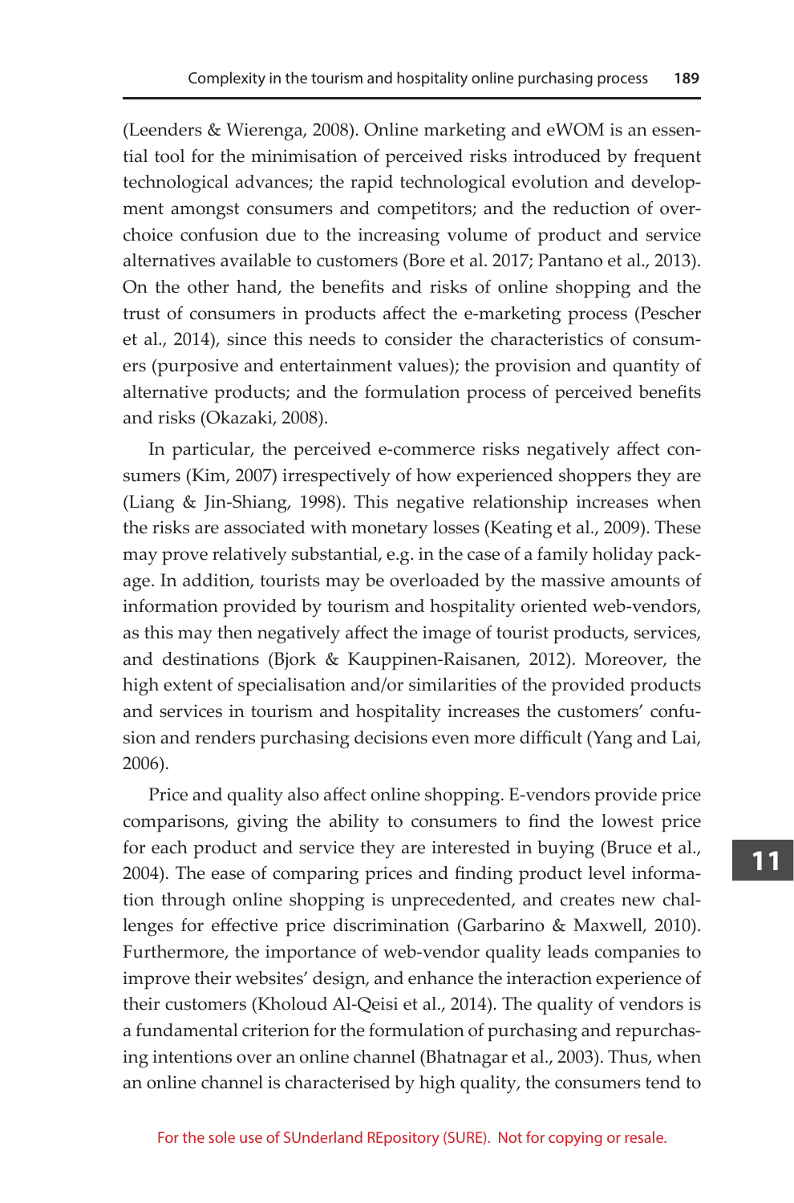(Leenders & Wierenga, 2008). Online marketing and eWOM is an essential tool for the minimisation of perceived risks introduced by frequent technological advances; the rapid technological evolution and development amongst consumers and competitors; and the reduction of over-choice confusion due to the increasing volume of product and service alternatives available to customers (Bore et al. 2017; Pantano et al., 2013). On the other hand, the benefits and risks of online shopping and the trust of consumers in products affect the e-marketing process (Pescher et al., 2014), since this needs to consider the characteristics of consumers (purposive and entertainment values); the provision and quantity of alternative products; and the formulation process of perceived benefits and risks (Okazaki, 2008).

In particular, the perceived e-commerce risks negatively affect consumers (Kim, 2007) irrespectively of how experienced shoppers they are (Liang & Jin-Shiang, 1998). This negative relationship increases when the risks are associated with monetary losses (Keating et al., 2009). These may prove relatively substantial, e.g. in the case of a family holiday package. In addition, tourists may be overloaded by the massive amounts of information provided by tourism and hospitality oriented web-vendors, as this may then negatively affect the image of tourist products, services, and destinations (Bjork & Kauppinen-Raisanen, 2012). Moreover, the high extent of specialisation and/or similarities of the provided products and services in tourism and hospitality increases the customers' confusion and renders purchasing decisions even more difficult (Yang and Lai, 2006).

Price and quality also affect online shopping. E-vendors provide price comparisons, giving the ability to consumers to find the lowest price for each product and service they are interested in buying (Bruce et al., 2004). The ease of comparing prices and finding product level information through online shopping is unprecedented, and creates new challenges for effective price discrimination (Garbarino & Maxwell, 2010). Furthermore, the importance of web-vendor quality leads companies to improve their websites' design, and enhance the interaction experience of their customers (Kholoud Al-Qeisi et al., 2014). The quality of vendors is a fundamental criterion for the formulation of purchasing and repurchasing intentions over an online channel (Bhatnagar et al., 2003). Thus, when an online channel is characterised by high quality, the consumers tend to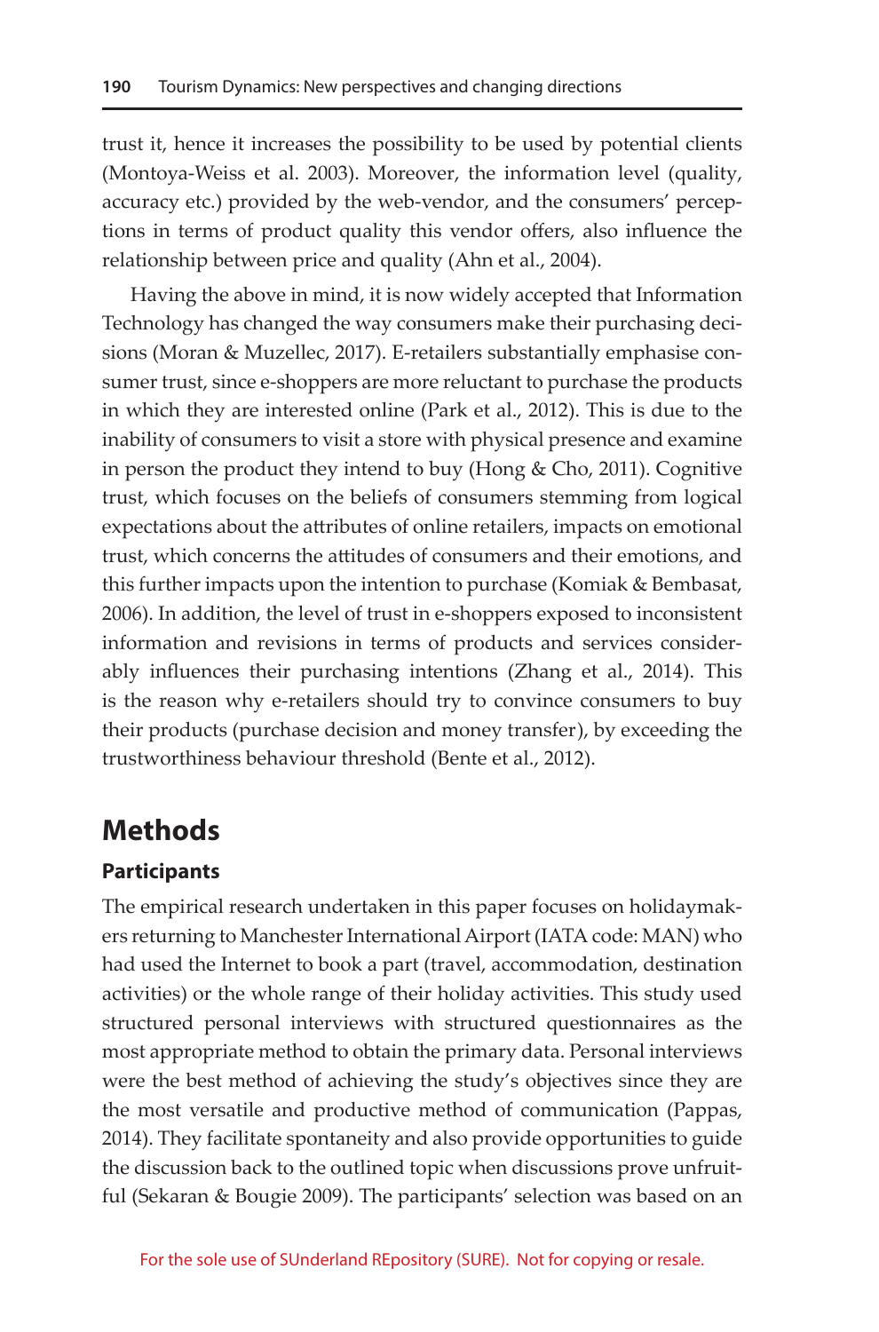trust it, hence it increases the possibility to be used by potential clients (Montoya-Weiss et al. 2003). Moreover, the information level (quality, accuracy etc.) provided by the web-vendor, and the consumers' perceptions in terms of product quality this vendor offers, also influence the relationship between price and quality (Ahn et al., 2004).

Having the above in mind, it is now widely accepted that Information Technology has changed the way consumers make their purchasing decisions (Moran & Muzellec, 2017). E-retailers substantially emphasise consumer trust, since e-shoppers are more reluctant to purchase the products in which they are interested online (Park et al., 2012). This is due to the inability of consumers to visit a store with physical presence and examine in person the product they intend to buy (Hong & Cho, 2011). Cognitive trust, which focuses on the beliefs of consumers stemming from logical expectations about the attributes of online retailers, impacts on emotional trust, which concerns the attitudes of consumers and their emotions, and this further impacts upon the intention to purchase (Komiak & Bembasat, 2006). In addition, the level of trust in e-shoppers exposed to inconsistent information and revisions in terms of products and services considerably influences their purchasing intentions (Zhang et al., 2014). This is the reason why e-retailers should try to convince consumers to buy their products (purchase decision and money transfer), by exceeding the trustworthiness behaviour threshold (Bente et al., 2012).

## Methods

### Participants

The empirical research undertaken in this paper focuses on holidaymakers returning to Manchester International Airport (IATA code: MAN) who had used the Internet to book a part (travel, accommodation, destination activities) or the whole range of their holiday activities. This study used structured personal interviews with structured questionnaires as the most appropriate method to obtain the primary data. Personal interviews were the best method of achieving the study's objectives since they are the most versatile and productive method of communication (Pappas, 2014). They facilitate spontaneity and also provide opportunities to guide the discussion back to the outlined topic when discussions prove unfruitful (Sekaran & Bougie 2009). The participants' selection was based on an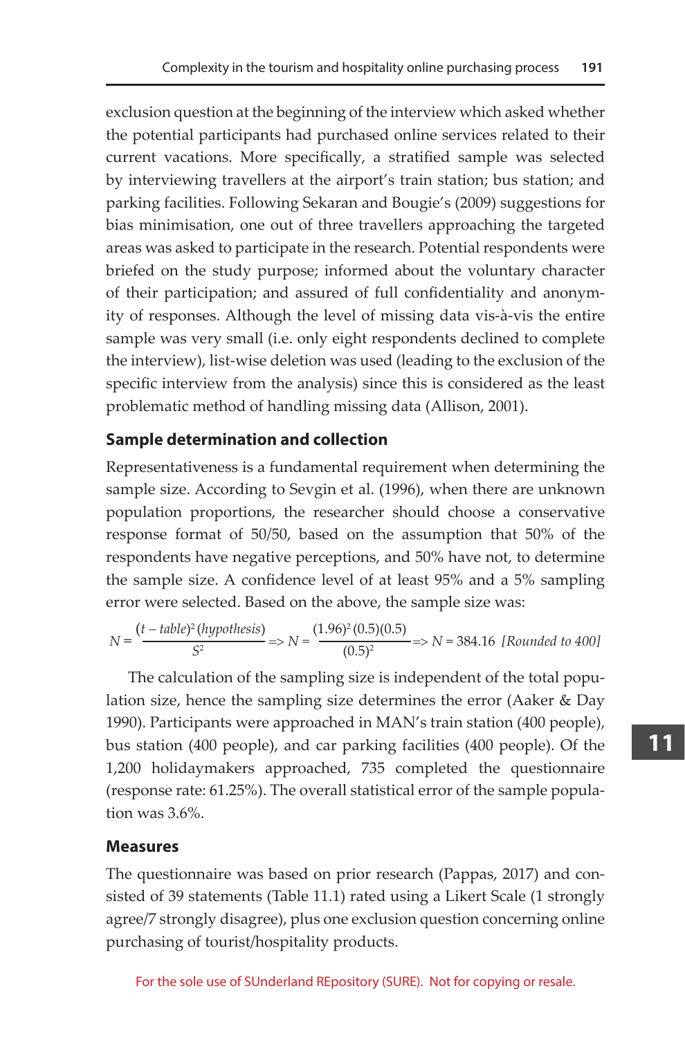exclusion question at the beginning of the interview which asked whether the potential participants had purchased online services related to their current vacations. More specifically, a stratified sample was selected by interviewing travellers at the airport's train station; bus station; and parking facilities. Following Sekaran and Bougie's (2009) suggestions for bias minimisation, one out of three travellers approaching the targeted areas was asked to participate in the research. Potential respondents were briefed on the study purpose; informed about the voluntary character of their participation; and assured of full confidentiality and anonymity of responses. Although the level of missing data vis-à-vis the entire sample was very small (i.e. only eight respondents declined to complete the interview), list-wise deletion was used (leading to the exclusion of the specific interview from the analysis) since this is considered as the least problematic method of handling missing data (Allison, 2001).

## Sample determination and collection

Representativeness is a fundamental requirement when determining the sample size. According to Sevgin et al. (1996), when there are unknown population proportions, the researcher should choose a conservative response format of 50/50, based on the assumption that 50% of the respondents have negative perceptions, and 50% have not, to determine the sample size. A confidence level of at least 95% and a 5% sampling error were selected. Based on the above, the sample size was:

$$N = \frac{(t - table)^2 (hypothesis)}{S^2} \Rightarrow N = \frac{(1.96)^2 (0.5)(0.5)}{(0.5)^2} \Rightarrow N = 384.16 \text{ [Rounded to 400]}$$

The calculation of the sampling size is independent of the total population size, hence the sampling size determines the error (Aaker & Day 1990). Participants were approached in MAN's train station (400 people), bus station (400 people), and car parking facilities (400 people). Of the 1,200 holidaymakers approached, 735 completed the questionnaire (response rate: 61.25%). The overall statistical error of the sample population was 3.6%.

## Measures

The questionnaire was based on prior research (Pappas, 2017) and consisted of 39 statements (Table 11.1) rated using a Likert Scale (1 strongly agree/7 strongly disagree), plus one exclusion question concerning online purchasing of tourist/hospitality products.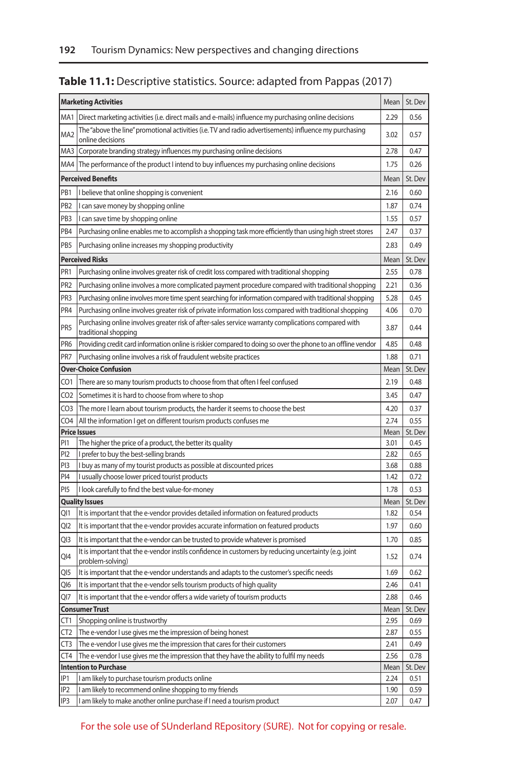**Table 11.1:** Descriptive statistics. Source: adapted from Pappas (2017)

| **Marketing Activities** | | Mean | St. Dev |
|---|---|---|---|
| MA1 | Direct marketing activities (i.e. direct mails and e-mails) influence my purchasing online decisions | 2.29 | 0.56 |
| MA2 | The "above the line" promotional activities (i.e. TV and radio advertisements) influence my purchasing online decisions | 3.02 | 0.57 |
| MA3 | Corporate branding strategy influences my purchasing online decisions | 2.78 | 0.47 |
| MA4 | The performance of the product I intend to buy influences my purchasing online decisions | 1.75 | 0.26 |
| **Perceived Benefits** | | Mean | St. Dev |
| PB1 | I believe that online shopping is convenient | 2.16 | 0.60 |
| PB2 | I can save money by shopping online | 1.87 | 0.74 |
| PB3 | I can save time by shopping online | 1.55 | 0.57 |
| PB4 | Purchasing online enables me to accomplish a shopping task more efficiently than using high street stores | 2.47 | 0.37 |
| PB5 | Purchasing online increases my shopping productivity | 2.83 | 0.49 |
| **Perceived Risks** | | Mean | St. Dev |
| PR1 | Purchasing online involves greater risk of credit loss compared with traditional shopping | 2.55 | 0.78 |
| PR2 | Purchasing online involves a more complicated payment procedure compared with traditional shopping | 2.21 | 0.36 |
| PR3 | Purchasing online involves more time spent searching for information compared with traditional shopping | 5.28 | 0.45 |
| PR4 | Purchasing online involves greater risk of private information loss compared with traditional shopping | 4.06 | 0.70 |
| PR5 | Purchasing online involves greater risk of after-sales service warranty complications compared with traditional shopping | 3.87 | 0.44 |
| PR6 | Providing credit card information online is riskier compared to doing so over the phone to an offline vendor | 4.85 | 0.48 |
| PR7 | Purchasing online involves a risk of fraudulent website practices | 1.88 | 0.71 |
| **Over-Choice Confusion** | | Mean | St. Dev |
| CO1 | There are so many tourism products to choose from that often I feel confused | 2.19 | 0.48 |
| CO2 | Sometimes it is hard to choose from where to shop | 3.45 | 0.47 |
| CO3 | The more I learn about tourism products, the harder it seems to choose the best | 4.20 | 0.37 |
| CO4 | All the information I get on different tourism products confuses me | 2.74 | 0.55 |
| **Price Issues** | | Mean | St. Dev |
| PI1 | The higher the price of a product, the better its quality | 3.01 | 0.45 |
| PI2 | I prefer to buy the best-selling brands | 2.82 | 0.65 |
| PI3 | I buy as many of my tourist products as possible at discounted prices | 3.68 | 0.88 |
| PI4 | I usually choose lower priced tourist products | 1.42 | 0.72 |
| PI5 | I look carefully to find the best value-for-money | 1.78 | 0.53 |
| **Quality Issues** | | Mean | St. Dev |
| QI1 | It is important that the e-vendor provides detailed information on featured products | 1.82 | 0.54 |
| QI2 | It is important that the e-vendor provides accurate information on featured products | 1.97 | 0.60 |
| QI3 | It is important that the e-vendor can be trusted to provide whatever is promised | 1.70 | 0.85 |
| QI4 | It is important that the e-vendor instils confidence in customers by reducing uncertainty (e.g. joint problem-solving) | 1.52 | 0.74 |
| QI5 | It is important that the e-vendor understands and adapts to the customer's specific needs | 1.69 | 0.62 |
| QI6 | It is important that the e-vendor sells tourism products of high quality | 2.46 | 0.41 |
| QI7 | It is important that the e-vendor offers a wide variety of tourism products | 2.88 | 0.46 |
| **Consumer Trust** | | Mean | St. Dev |
| CT1 | Shopping online is trustworthy | 2.95 | 0.69 |
| CT2 | The e-vendor I use gives me the impression of being honest | 2.87 | 0.55 |
| CT3 | The e-vendor I use gives me the impression that cares for their customers | 2.41 | 0.49 |
| CT4 | The e-vendor I use gives me the impression that they have the ability to fulfil my needs | 2.56 | 0.78 |
| **Intention to Purchase** | | Mean | St. Dev |
| IP1 | I am likely to purchase tourism products online | 2.24 | 0.51 |
| IP2 | I am likely to recommend online shopping to my friends | 1.90 | 0.59 |
| IP3 | I am likely to make another online purchase if I need a tourism product | 2.07 | 0.47 |

For the sole use of SUnderland REpository (SURE). Not for copying or resale.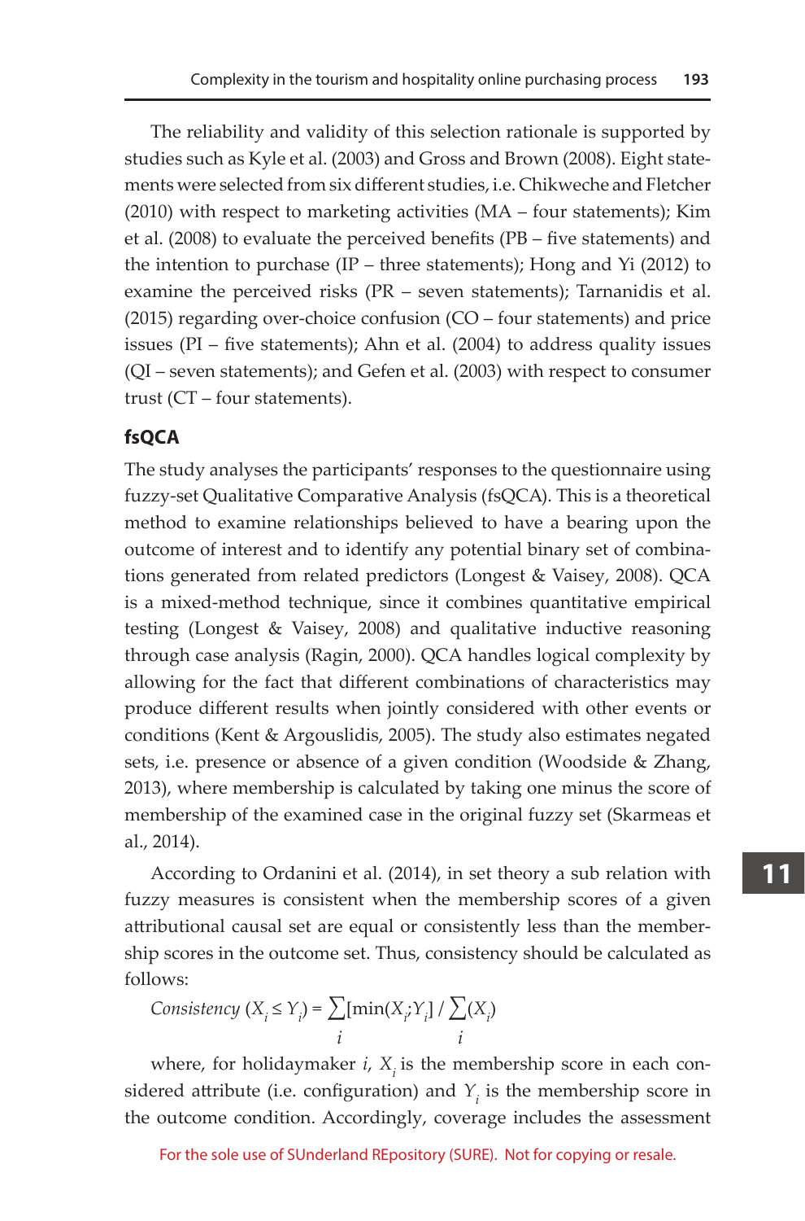The reliability and validity of this selection rationale is supported by studies such as Kyle et al. (2003) and Gross and Brown (2008). Eight statements were selected from six different studies, i.e. Chikweche and Fletcher (2010) with respect to marketing activities (MA – four statements); Kim et al. (2008) to evaluate the perceived benefits (PB – five statements) and the intention to purchase (IP – three statements); Hong and Yi (2012) to examine the perceived risks (PR – seven statements); Tarnanidis et al. (2015) regarding over-choice confusion (CO – four statements) and price issues (PI – five statements); Ahn et al. (2004) to address quality issues (QI – seven statements); and Gefen et al. (2003) with respect to consumer trust (CT – four statements).

## fsQCA

The study analyses the participants' responses to the questionnaire using fuzzy-set Qualitative Comparative Analysis (fsQCA). This is a theoretical method to examine relationships believed to have a bearing upon the outcome of interest and to identify any potential binary set of combinations generated from related predictors (Longest & Vaisey, 2008). QCA is a mixed-method technique, since it combines quantitative empirical testing (Longest & Vaisey, 2008) and qualitative inductive reasoning through case analysis (Ragin, 2000). QCA handles logical complexity by allowing for the fact that different combinations of characteristics may produce different results when jointly considered with other events or conditions (Kent & Argouslidis, 2005). The study also estimates negated sets, i.e. presence or absence of a given condition (Woodside & Zhang, 2013), where membership is calculated by taking one minus the score of membership of the examined case in the original fuzzy set (Skarmeas et al., 2014).

According to Ordanini et al. (2014), in set theory a sub relation with fuzzy measures is consistent when the membership scores of a given attributional causal set are equal or consistently less than the membership scores in the outcome set. Thus, consistency should be calculated as follows:

$$Consistency\ (X_i \leq Y_i) = \sum_i [\min(X_i; Y_i)] \,/\, \sum_i (X_i)$$

where, for holidaymaker $i$, $X_i$ is the membership score in each considered attribute (i.e. configuration) and $Y_i$ is the membership score in the outcome condition. Accordingly, coverage includes the assessment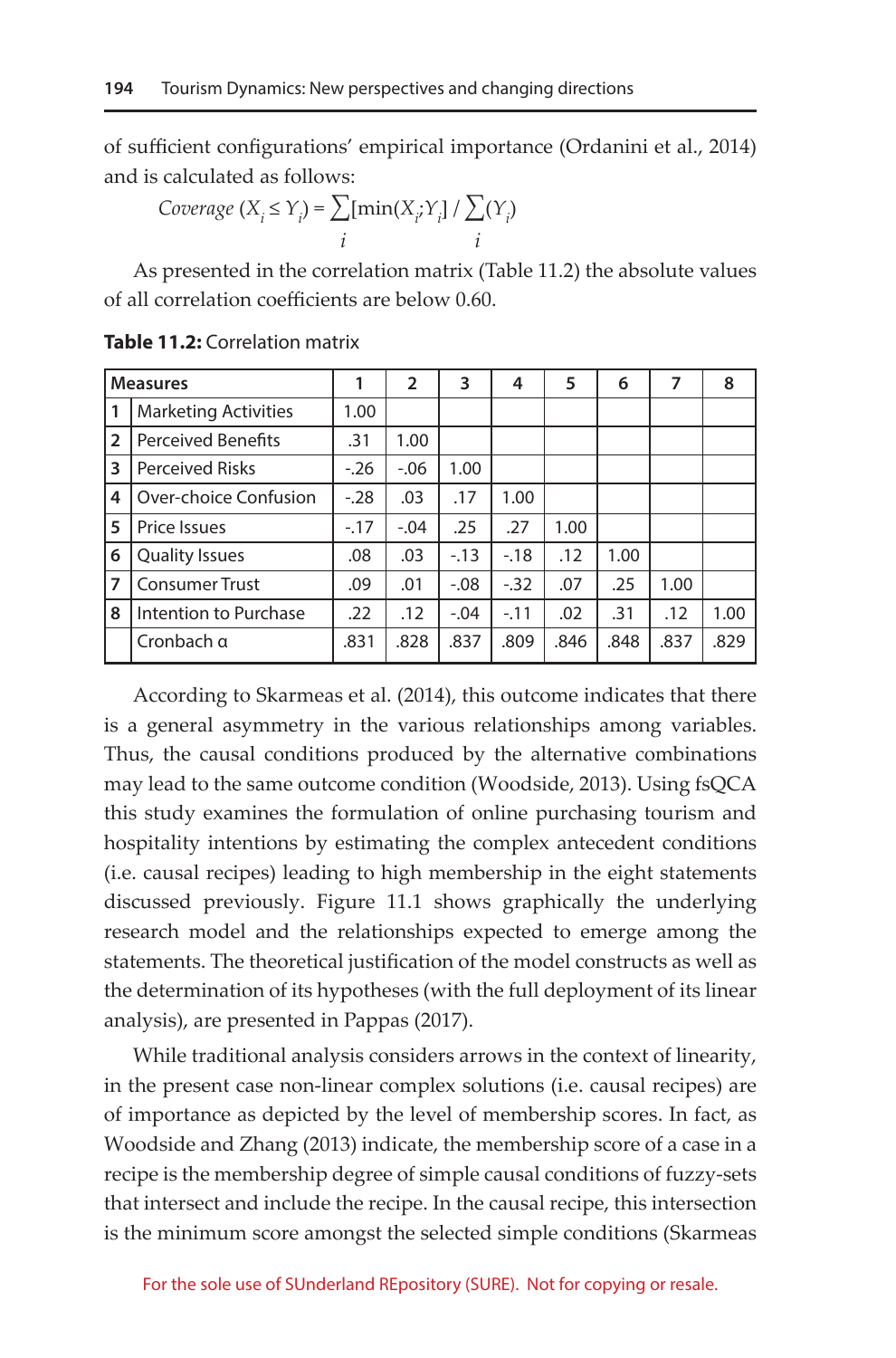of sufficient configurations' empirical importance (Ordanini et al., 2014) and is calculated as follows:

$$Coverage\ (X_i \leq Y_i) = \sum_i [\min(X_i; Y_i)] \ / \sum_i (Y_i)$$

As presented in the correlation matrix (Table 11.2) the absolute values of all correlation coefficients are below 0.60.

**Table 11.2:** Correlation matrix

| | Measures | 1 | 2 | 3 | 4 | 5 | 6 | 7 | 8 |
|---|---|---|---|---|---|---|---|---|---|
| 1 | Marketing Activities | 1.00 | | | | | | | |
| 2 | Perceived Benefits | .31 | 1.00 | | | | | | |
| 3 | Perceived Risks | -.26 | -.06 | 1.00 | | | | | |
| 4 | Over-choice Confusion | -.28 | .03 | .17 | 1.00 | | | | |
| 5 | Price Issues | -.17 | -.04 | .25 | .27 | 1.00 | | | |
| 6 | Quality Issues | .08 | .03 | -.13 | -.18 | .12 | 1.00 | | |
| 7 | Consumer Trust | .09 | .01 | -.08 | -.32 | .07 | .25 | 1.00 | |
| 8 | Intention to Purchase | .22 | .12 | -.04 | -.11 | .02 | .31 | .12 | 1.00 |
| | Cronbach α | .831 | .828 | .837 | .809 | .846 | .848 | .837 | .829 |

According to Skarmeas et al. (2014), this outcome indicates that there is a general asymmetry in the various relationships among variables. Thus, the causal conditions produced by the alternative combinations may lead to the same outcome condition (Woodside, 2013). Using fsQCA this study examines the formulation of online purchasing tourism and hospitality intentions by estimating the complex antecedent conditions (i.e. causal recipes) leading to high membership in the eight statements discussed previously. Figure 11.1 shows graphically the underlying research model and the relationships expected to emerge among the statements. The theoretical justification of the model constructs as well as the determination of its hypotheses (with the full deployment of its linear analysis), are presented in Pappas (2017).

While traditional analysis considers arrows in the context of linearity, in the present case non-linear complex solutions (i.e. causal recipes) are of importance as depicted by the level of membership scores. In fact, as Woodside and Zhang (2013) indicate, the membership score of a case in a recipe is the membership degree of simple causal conditions of fuzzy-sets that intersect and include the recipe. In the causal recipe, this intersection is the minimum score amongst the selected simple conditions (Skarmeas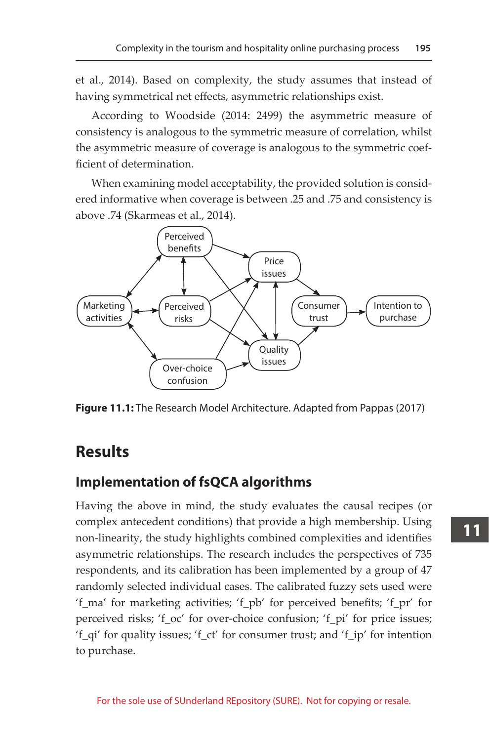et al., 2014). Based on complexity, the study assumes that instead of having symmetrical net effects, asymmetric relationships exist.

According to Woodside (2014: 2499) the asymmetric measure of consistency is analogous to the symmetric measure of correlation, whilst the asymmetric measure of coverage is analogous to the symmetric coefficient of determination.

When examining model acceptability, the provided solution is considered informative when coverage is between .25 and .75 and consistency is above .74 (Skarmeas et al., 2014).

**Figure 11.1:** The Research Model Architecture. Adapted from Pappas (2017)

# Results

## Implementation of fsQCA algorithms

Having the above in mind, the study evaluates the causal recipes (or complex antecedent conditions) that provide a high membership. Using non-linearity, the study highlights combined complexities and identifies asymmetric relationships. The research includes the perspectives of 735 respondents, and its calibration has been implemented by a group of 47 randomly selected individual cases. The calibrated fuzzy sets used were 'f_ma' for marketing activities; 'f_pb' for perceived benefits; 'f_pr' for perceived risks; 'f_oc' for over-choice confusion; 'f_pi' for price issues; 'f_qi' for quality issues; 'f_ct' for consumer trust; and 'f_ip' for intention to purchase.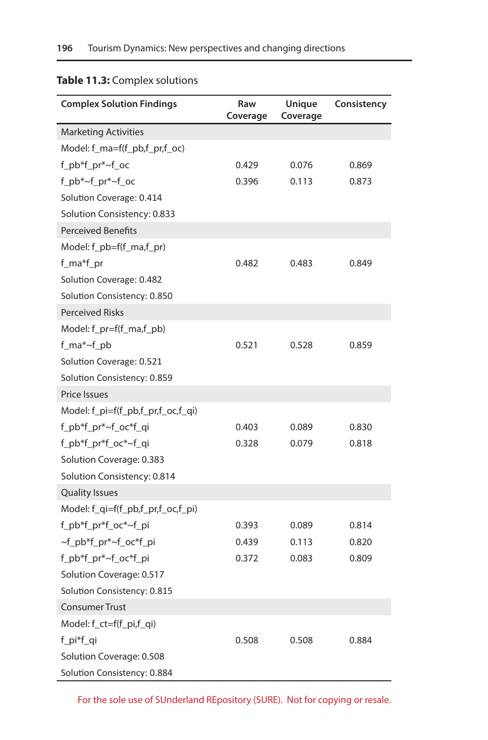**Table 11.3:** Complex solutions

| Complex Solution Findings | Raw Coverage | Unique Coverage | Consistency |
|---|---|---|---|
| Marketing Activities | | | |
| Model: f_ma=f(f_pb,f_pr,f_oc) | | | |
| f_pb*f_pr*~f_oc | 0.429 | 0.076 | 0.869 |
| f_pb*~f_pr*~f_oc | 0.396 | 0.113 | 0.873 |
| Solution Coverage: 0.414 | | | |
| Solution Consistency: 0.833 | | | |
| Perceived Benefits | | | |
| Model: f_pb=f(f_ma,f_pr) | | | |
| f_ma*f_pr | 0.482 | 0.483 | 0.849 |
| Solution Coverage: 0.482 | | | |
| Solution Consistency: 0.850 | | | |
| Perceived Risks | | | |
| Model: f_pr=f(f_ma,f_pb) | | | |
| f_ma*~f_pb | 0.521 | 0.528 | 0.859 |
| Solution Coverage: 0.521 | | | |
| Solution Consistency: 0.859 | | | |
| Price Issues | | | |
| Model: f_pi=f(f_pb,f_pr,f_oc,f_qi) | | | |
| f_pb*f_pr*~f_oc*f_qi | 0.403 | 0.089 | 0.830 |
| f_pb*f_pr*f_oc*~f_qi | 0.328 | 0.079 | 0.818 |
| Solution Coverage: 0.383 | | | |
| Solution Consistency: 0.814 | | | |
| Quality Issues | | | |
| Model: f_qi=f(f_pb,f_pr,f_oc,f_pi) | | | |
| f_pb*f_pr*f_oc*~f_pi | 0.393 | 0.089 | 0.814 |
| ~f_pb*f_pr*~f_oc*f_pi | 0.439 | 0.113 | 0.820 |
| f_pb*f_pr*~f_oc*f_pi | 0.372 | 0.083 | 0.809 |
| Solution Coverage: 0.517 | | | |
| Solution Consistency: 0.815 | | | |
| Consumer Trust | | | |
| Model: f_ct=f(f_pi,f_qi) | | | |
| f_pi*f_qi | 0.508 | 0.508 | 0.884 |
| Solution Coverage: 0.508 | | | |
| Solution Consistency: 0.884 | | | |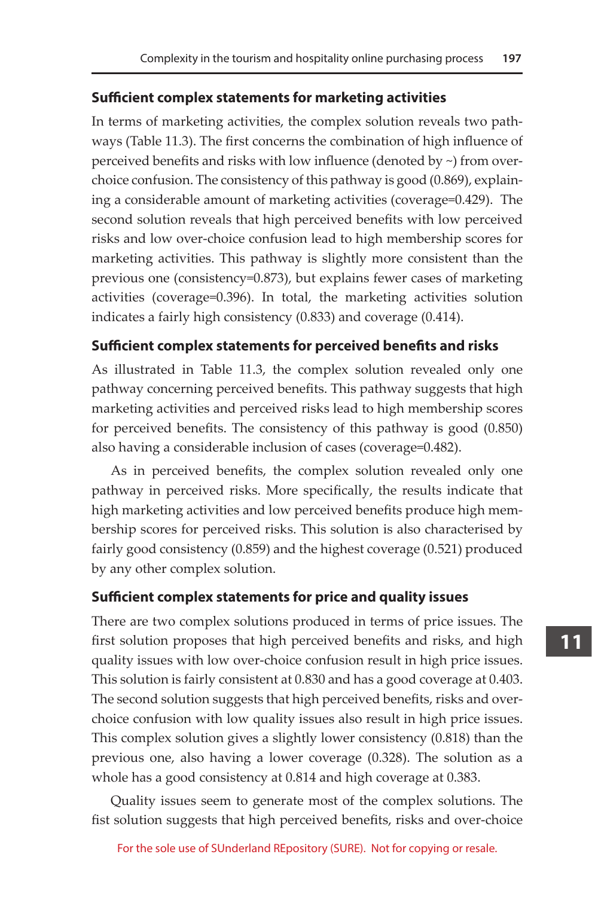### Sufficient complex statements for marketing activities

In terms of marketing activities, the complex solution reveals two pathways (Table 11.3). The first concerns the combination of high influence of perceived benefits and risks with low influence (denoted by ~) from over-choice confusion. The consistency of this pathway is good (0.869), explaining a considerable amount of marketing activities (coverage=0.429). The second solution reveals that high perceived benefits with low perceived risks and low over-choice confusion lead to high membership scores for marketing activities. This pathway is slightly more consistent than the previous one (consistency=0.873), but explains fewer cases of marketing activities (coverage=0.396). In total, the marketing activities solution indicates a fairly high consistency (0.833) and coverage (0.414).

### Sufficient complex statements for perceived benefits and risks

As illustrated in Table 11.3, the complex solution revealed only one pathway concerning perceived benefits. This pathway suggests that high marketing activities and perceived risks lead to high membership scores for perceived benefits. The consistency of this pathway is good (0.850) also having a considerable inclusion of cases (coverage=0.482).

As in perceived benefits, the complex solution revealed only one pathway in perceived risks. More specifically, the results indicate that high marketing activities and low perceived benefits produce high membership scores for perceived risks. This solution is also characterised by fairly good consistency (0.859) and the highest coverage (0.521) produced by any other complex solution.

### Sufficient complex statements for price and quality issues

There are two complex solutions produced in terms of price issues. The first solution proposes that high perceived benefits and risks, and high quality issues with low over-choice confusion result in high price issues. This solution is fairly consistent at 0.830 and has a good coverage at 0.403. The second solution suggests that high perceived benefits, risks and over-choice confusion with low quality issues also result in high price issues. This complex solution gives a slightly lower consistency (0.818) than the previous one, also having a lower coverage (0.328). The solution as a whole has a good consistency at 0.814 and high coverage at 0.383.

Quality issues seem to generate most of the complex solutions. The fist solution suggests that high perceived benefits, risks and over-choice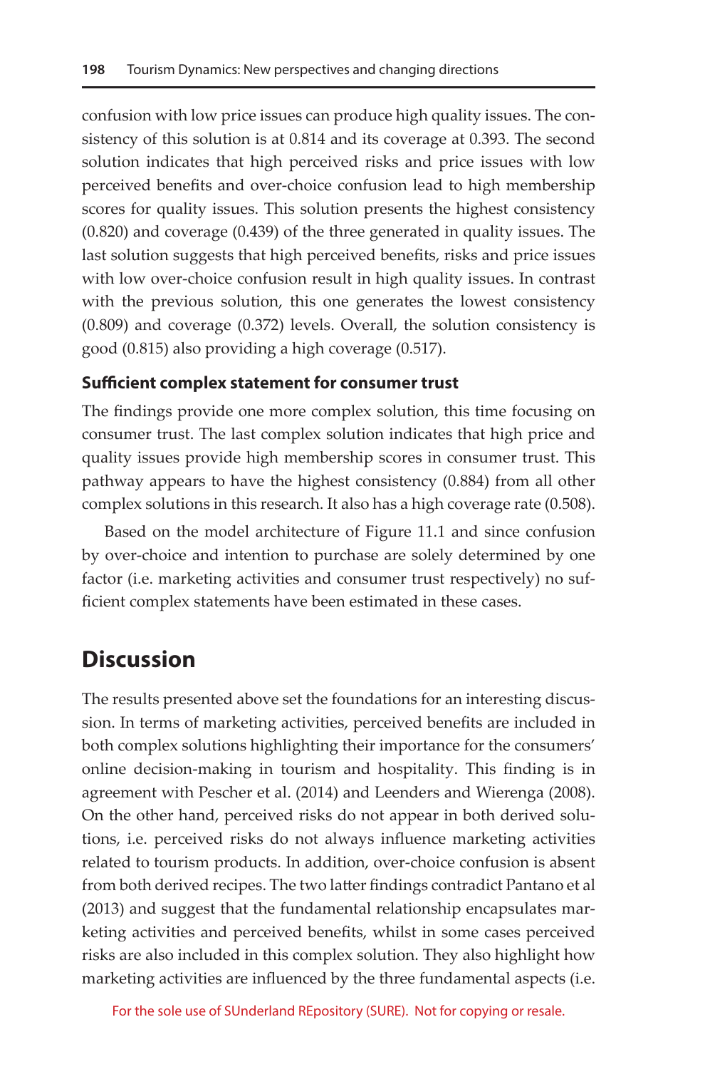confusion with low price issues can produce high quality issues. The consistency of this solution is at 0.814 and its coverage at 0.393. The second solution indicates that high perceived risks and price issues with low perceived benefits and over-choice confusion lead to high membership scores for quality issues. This solution presents the highest consistency (0.820) and coverage (0.439) of the three generated in quality issues. The last solution suggests that high perceived benefits, risks and price issues with low over-choice confusion result in high quality issues. In contrast with the previous solution, this one generates the lowest consistency (0.809) and coverage (0.372) levels. Overall, the solution consistency is good (0.815) also providing a high coverage (0.517).

### Sufficient complex statement for consumer trust

The findings provide one more complex solution, this time focusing on consumer trust. The last complex solution indicates that high price and quality issues provide high membership scores in consumer trust. This pathway appears to have the highest consistency (0.884) from all other complex solutions in this research. It also has a high coverage rate (0.508).

Based on the model architecture of Figure 11.1 and since confusion by over-choice and intention to purchase are solely determined by one factor (i.e. marketing activities and consumer trust respectively) no sufficient complex statements have been estimated in these cases.

## Discussion

The results presented above set the foundations for an interesting discussion. In terms of marketing activities, perceived benefits are included in both complex solutions highlighting their importance for the consumers' online decision-making in tourism and hospitality. This finding is in agreement with Pescher et al. (2014) and Leenders and Wierenga (2008). On the other hand, perceived risks do not appear in both derived solutions, i.e. perceived risks do not always influence marketing activities related to tourism products. In addition, over-choice confusion is absent from both derived recipes. The two latter findings contradict Pantano et al (2013) and suggest that the fundamental relationship encapsulates marketing activities and perceived benefits, whilst in some cases perceived risks are also included in this complex solution. They also highlight how marketing activities are influenced by the three fundamental aspects (i.e.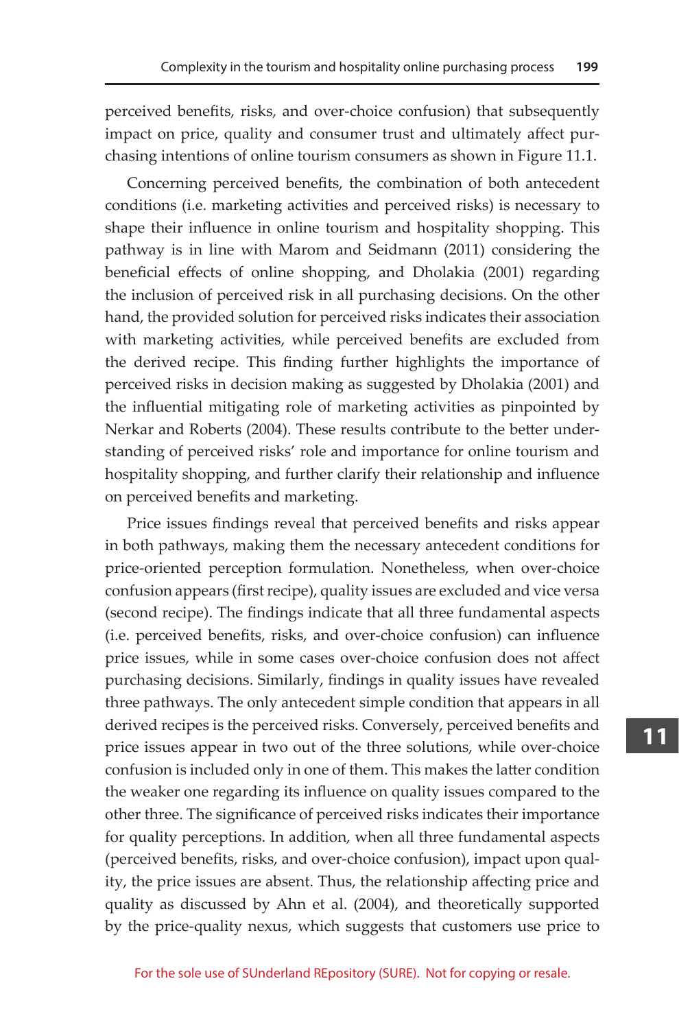perceived benefits, risks, and over-choice confusion) that subsequently impact on price, quality and consumer trust and ultimately affect purchasing intentions of online tourism consumers as shown in Figure 11.1.

Concerning perceived benefits, the combination of both antecedent conditions (i.e. marketing activities and perceived risks) is necessary to shape their influence in online tourism and hospitality shopping. This pathway is in line with Marom and Seidmann (2011) considering the beneficial effects of online shopping, and Dholakia (2001) regarding the inclusion of perceived risk in all purchasing decisions. On the other hand, the provided solution for perceived risks indicates their association with marketing activities, while perceived benefits are excluded from the derived recipe. This finding further highlights the importance of perceived risks in decision making as suggested by Dholakia (2001) and the influential mitigating role of marketing activities as pinpointed by Nerkar and Roberts (2004). These results contribute to the better understanding of perceived risks' role and importance for online tourism and hospitality shopping, and further clarify their relationship and influence on perceived benefits and marketing.

Price issues findings reveal that perceived benefits and risks appear in both pathways, making them the necessary antecedent conditions for price-oriented perception formulation. Nonetheless, when over-choice confusion appears (first recipe), quality issues are excluded and vice versa (second recipe). The findings indicate that all three fundamental aspects (i.e. perceived benefits, risks, and over-choice confusion) can influence price issues, while in some cases over-choice confusion does not affect purchasing decisions. Similarly, findings in quality issues have revealed three pathways. The only antecedent simple condition that appears in all derived recipes is the perceived risks. Conversely, perceived benefits and price issues appear in two out of the three solutions, while over-choice confusion is included only in one of them. This makes the latter condition the weaker one regarding its influence on quality issues compared to the other three. The significance of perceived risks indicates their importance for quality perceptions. In addition, when all three fundamental aspects (perceived benefits, risks, and over-choice confusion), impact upon quality, the price issues are absent. Thus, the relationship affecting price and quality as discussed by Ahn et al. (2004), and theoretically supported by the price-quality nexus, which suggests that customers use price to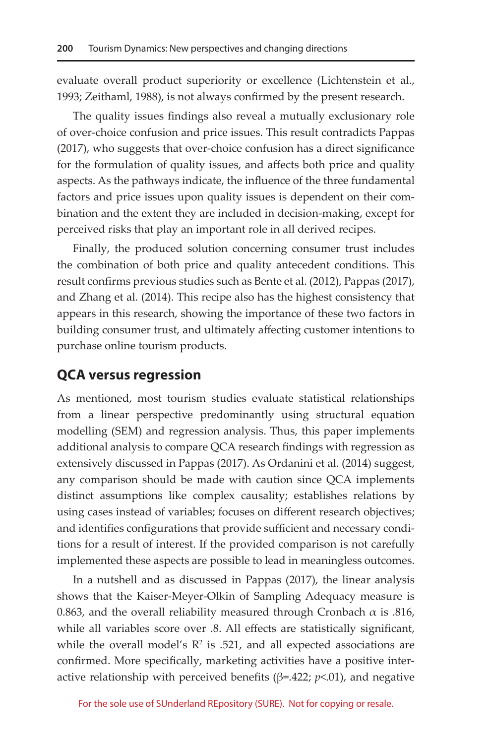evaluate overall product superiority or excellence (Lichtenstein et al., 1993; Zeithaml, 1988), is not always confirmed by the present research.

The quality issues findings also reveal a mutually exclusionary role of over-choice confusion and price issues. This result contradicts Pappas (2017), who suggests that over-choice confusion has a direct significance for the formulation of quality issues, and affects both price and quality aspects. As the pathways indicate, the influence of the three fundamental factors and price issues upon quality issues is dependent on their combination and the extent they are included in decision-making, except for perceived risks that play an important role in all derived recipes.

Finally, the produced solution concerning consumer trust includes the combination of both price and quality antecedent conditions. This result confirms previous studies such as Bente et al. (2012), Pappas (2017), and Zhang et al. (2014). This recipe also has the highest consistency that appears in this research, showing the importance of these two factors in building consumer trust, and ultimately affecting customer intentions to purchase online tourism products.

## QCA versus regression

As mentioned, most tourism studies evaluate statistical relationships from a linear perspective predominantly using structural equation modelling (SEM) and regression analysis. Thus, this paper implements additional analysis to compare QCA research findings with regression as extensively discussed in Pappas (2017). As Ordanini et al. (2014) suggest, any comparison should be made with caution since QCA implements distinct assumptions like complex causality; establishes relations by using cases instead of variables; focuses on different research objectives; and identifies configurations that provide sufficient and necessary conditions for a result of interest. If the provided comparison is not carefully implemented these aspects are possible to lead in meaningless outcomes.

In a nutshell and as discussed in Pappas (2017), the linear analysis shows that the Kaiser-Meyer-Olkin of Sampling Adequacy measure is 0.863, and the overall reliability measured through Cronbach $\alpha$ is .816, while all variables score over .8. All effects are statistically significant, while the overall model's $R^2$ is .521, and all expected associations are confirmed. More specifically, marketing activities have a positive interactive relationship with perceived benefits ($\beta$=.422; $p$<.01), and negative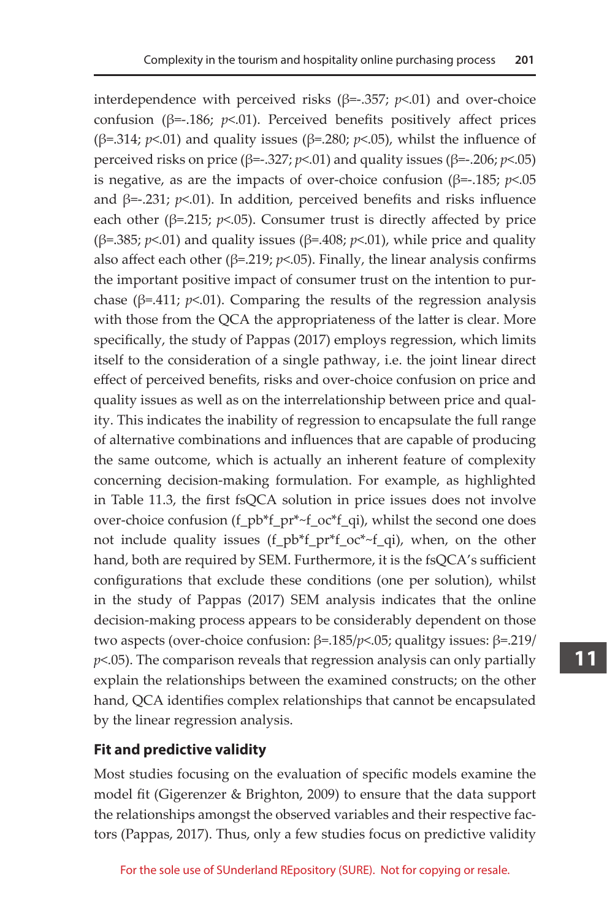interdependence with perceived risks (β=-.357; $p$<.01) and over-choice confusion (β=-.186; $p$<.01). Perceived benefits positively affect prices (β=.314; $p$<.01) and quality issues (β=.280; $p$<.05), whilst the influence of perceived risks on price (β=-.327; $p$<.01) and quality issues (β=-.206; $p$<.05) is negative, as are the impacts of over-choice confusion (β=-.185; $p$<.05 and β=-.231; $p$<.01). In addition, perceived benefits and risks influence each other (β=.215; $p$<.05). Consumer trust is directly affected by price (β=.385; $p$<.01) and quality issues (β=.408; $p$<.01), while price and quality also affect each other (β=.219; $p$<.05). Finally, the linear analysis confirms the important positive impact of consumer trust on the intention to purchase (β=.411; $p$<.01). Comparing the results of the regression analysis with those from the QCA the appropriateness of the latter is clear. More specifically, the study of Pappas (2017) employs regression, which limits itself to the consideration of a single pathway, i.e. the joint linear direct effect of perceived benefits, risks and over-choice confusion on price and quality issues as well as on the interrelationship between price and quality. This indicates the inability of regression to encapsulate the full range of alternative combinations and influences that are capable of producing the same outcome, which is actually an inherent feature of complexity concerning decision-making formulation. For example, as highlighted in Table 11.3, the first fsQCA solution in price issues does not involve over-choice confusion (f_pb*f_pr*~f_oc*f_qi), whilst the second one does not include quality issues (f_pb*f_pr*f_oc*~f_qi), when, on the other hand, both are required by SEM. Furthermore, it is the fsQCA's sufficient configurations that exclude these conditions (one per solution), whilst in the study of Pappas (2017) SEM analysis indicates that the online decision-making process appears to be considerably dependent on those two aspects (over-choice confusion: β=.185/$p$<.05; qualitgy issues: β=.219/ $p$<.05). The comparison reveals that regression analysis can only partially explain the relationships between the examined constructs; on the other hand, QCA identifies complex relationships that cannot be encapsulated by the linear regression analysis.

## Fit and predictive validity

Most studies focusing on the evaluation of specific models examine the model fit (Gigerenzer & Brighton, 2009) to ensure that the data support the relationships amongst the observed variables and their respective factors (Pappas, 2017). Thus, only a few studies focus on predictive validity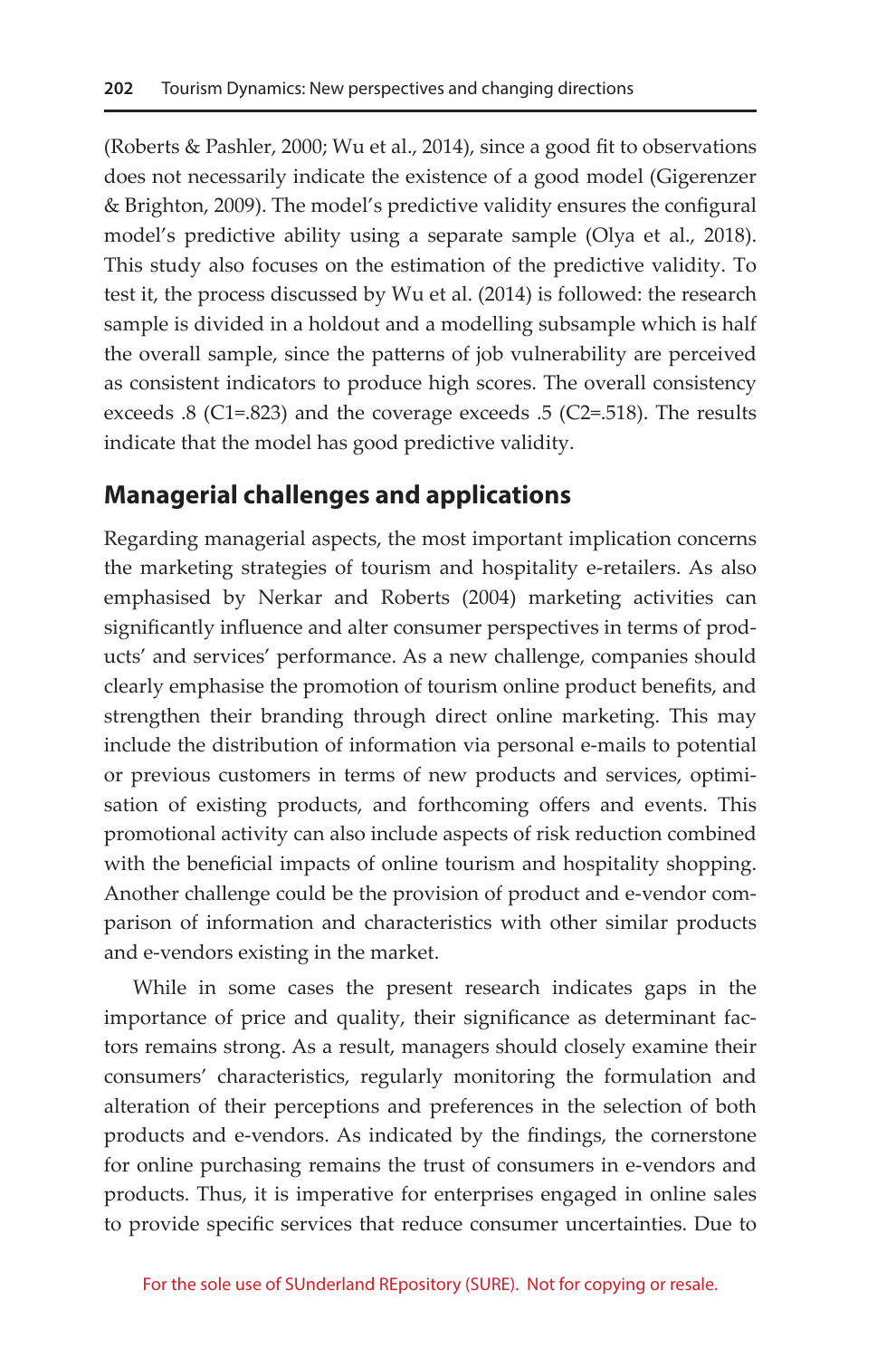(Roberts & Pashler, 2000; Wu et al., 2014), since a good fit to observations does not necessarily indicate the existence of a good model (Gigerenzer & Brighton, 2009). The model's predictive validity ensures the configural model's predictive ability using a separate sample (Olya et al., 2018). This study also focuses on the estimation of the predictive validity. To test it, the process discussed by Wu et al. (2014) is followed: the research sample is divided in a holdout and a modelling subsample which is half the overall sample, since the patterns of job vulnerability are perceived as consistent indicators to produce high scores. The overall consistency exceeds .8 (C1=.823) and the coverage exceeds .5 (C2=.518). The results indicate that the model has good predictive validity.

## Managerial challenges and applications

Regarding managerial aspects, the most important implication concerns the marketing strategies of tourism and hospitality e-retailers. As also emphasised by Nerkar and Roberts (2004) marketing activities can significantly influence and alter consumer perspectives in terms of products' and services' performance. As a new challenge, companies should clearly emphasise the promotion of tourism online product benefits, and strengthen their branding through direct online marketing. This may include the distribution of information via personal e-mails to potential or previous customers in terms of new products and services, optimisation of existing products, and forthcoming offers and events. This promotional activity can also include aspects of risk reduction combined with the beneficial impacts of online tourism and hospitality shopping. Another challenge could be the provision of product and e-vendor comparison of information and characteristics with other similar products and e-vendors existing in the market.

While in some cases the present research indicates gaps in the importance of price and quality, their significance as determinant factors remains strong. As a result, managers should closely examine their consumers' characteristics, regularly monitoring the formulation and alteration of their perceptions and preferences in the selection of both products and e-vendors. As indicated by the findings, the cornerstone for online purchasing remains the trust of consumers in e-vendors and products. Thus, it is imperative for enterprises engaged in online sales to provide specific services that reduce consumer uncertainties. Due to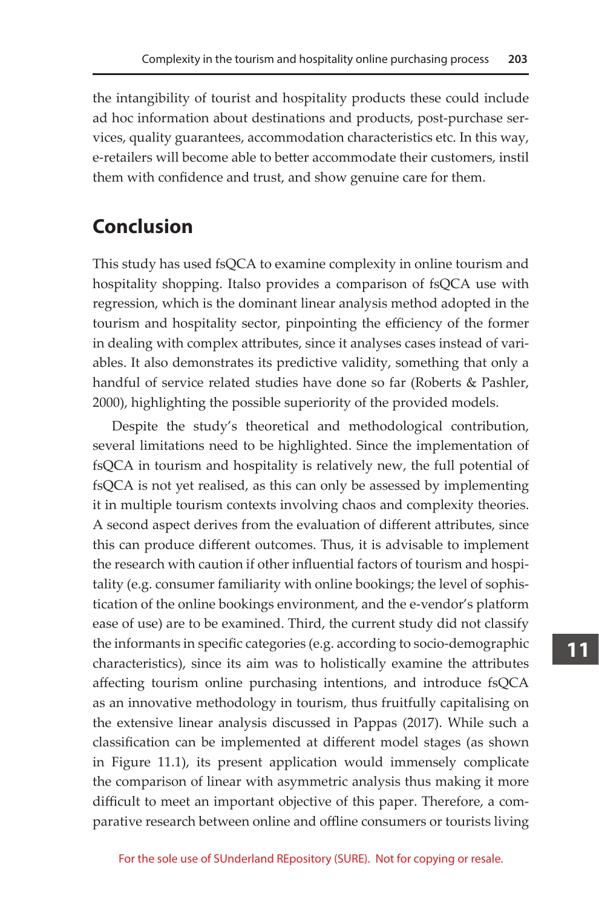the intangibility of tourist and hospitality products these could include ad hoc information about destinations and products, post-purchase services, quality guarantees, accommodation characteristics etc. In this way, e-retailers will become able to better accommodate their customers, instil them with confidence and trust, and show genuine care for them.

## Conclusion

This study has used fsQCA to examine complexity in online tourism and hospitality shopping. Italso provides a comparison of fsQCA use with regression, which is the dominant linear analysis method adopted in the tourism and hospitality sector, pinpointing the efficiency of the former in dealing with complex attributes, since it analyses cases instead of variables. It also demonstrates its predictive validity, something that only a handful of service related studies have done so far (Roberts & Pashler, 2000), highlighting the possible superiority of the provided models.

Despite the study's theoretical and methodological contribution, several limitations need to be highlighted. Since the implementation of fsQCA in tourism and hospitality is relatively new, the full potential of fsQCA is not yet realised, as this can only be assessed by implementing it in multiple tourism contexts involving chaos and complexity theories. A second aspect derives from the evaluation of different attributes, since this can produce different outcomes. Thus, it is advisable to implement the research with caution if other influential factors of tourism and hospitality (e.g. consumer familiarity with online bookings; the level of sophistication of the online bookings environment, and the e-vendor's platform ease of use) are to be examined. Third, the current study did not classify the informants in specific categories (e.g. according to socio-demographic characteristics), since its aim was to holistically examine the attributes affecting tourism online purchasing intentions, and introduce fsQCA as an innovative methodology in tourism, thus fruitfully capitalising on the extensive linear analysis discussed in Pappas (2017). While such a classification can be implemented at different model stages (as shown in Figure 11.1), its present application would immensely complicate the comparison of linear with asymmetric analysis thus making it more difficult to meet an important objective of this paper. Therefore, a comparative research between online and offline consumers or tourists living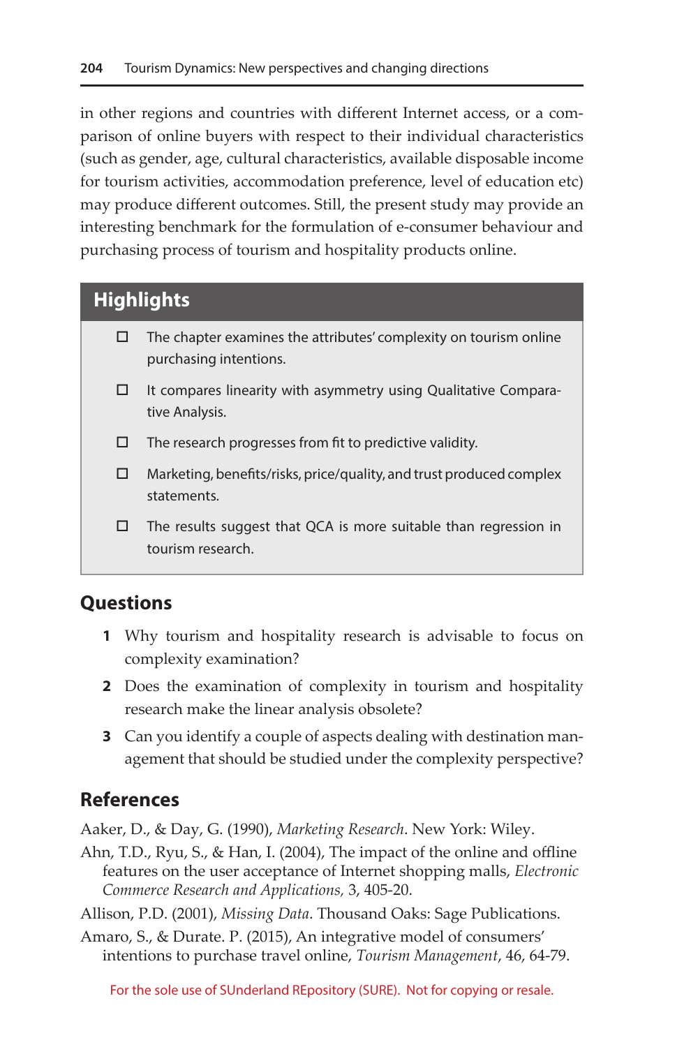in other regions and countries with different Internet access, or a comparison of online buyers with respect to their individual characteristics (such as gender, age, cultural characteristics, available disposable income for tourism activities, accommodation preference, level of education etc) may produce different outcomes. Still, the present study may provide an interesting benchmark for the formulation of e-consumer behaviour and purchasing process of tourism and hospitality products online.

## Highlights

- ☐ The chapter examines the attributes' complexity on tourism online purchasing intentions.
- ☐ It compares linearity with asymmetry using Qualitative Comparative Analysis.
- ☐ The research progresses from fit to predictive validity.
- ☐ Marketing, benefits/risks, price/quality, and trust produced complex statements.
- ☐ The results suggest that QCA is more suitable than regression in tourism research.

## Questions

1. Why tourism and hospitality research is advisable to focus on complexity examination?
2. Does the examination of complexity in tourism and hospitality research make the linear analysis obsolete?
3. Can you identify a couple of aspects dealing with destination management that should be studied under the complexity perspective?

## References

Aaker, D., & Day, G. (1990), *Marketing Research*. New York: Wiley.

Ahn, T.D., Ryu, S., & Han, I. (2004), The impact of the online and offline features on the user acceptance of Internet shopping malls, *Electronic Commerce Research and Applications*, 3, 405-20.

Allison, P.D. (2001), *Missing Data*. Thousand Oaks: Sage Publications.

Amaro, S., & Durate. P. (2015), An integrative model of consumers' intentions to purchase travel online, *Tourism Management*, 46, 64-79.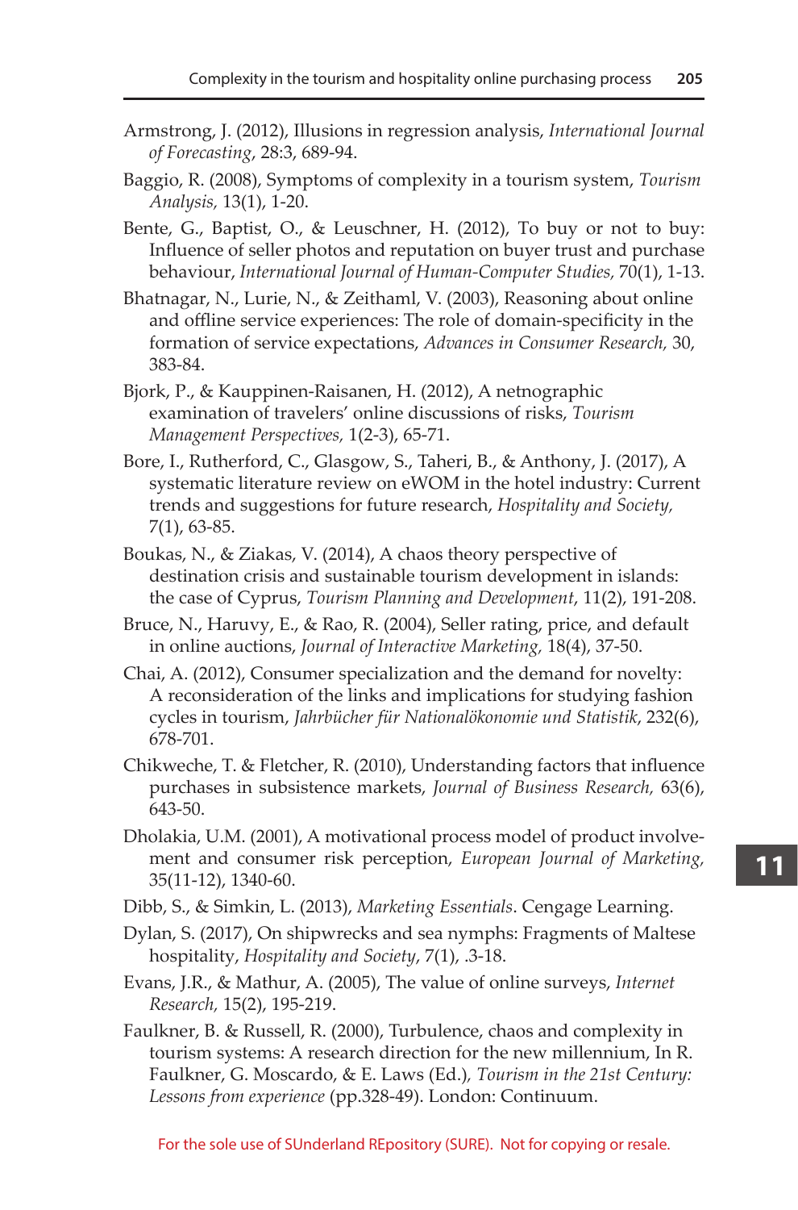Armstrong, J. (2012), Illusions in regression analysis, *International Journal of Forecasting*, 28:3, 689-94.

Baggio, R. (2008), Symptoms of complexity in a tourism system, *Tourism Analysis,* 13(1), 1-20.

Bente, G., Baptist, O., & Leuschner, H. (2012), To buy or not to buy: Influence of seller photos and reputation on buyer trust and purchase behaviour, *International Journal of Human-Computer Studies,* 70(1), 1-13.

Bhatnagar, N., Lurie, N., & Zeithaml, V. (2003), Reasoning about online and offline service experiences: The role of domain-specificity in the formation of service expectations, *Advances in Consumer Research,* 30, 383-84.

Bjork, P., & Kauppinen-Raisanen, H. (2012), A netnographic examination of travelers' online discussions of risks, *Tourism Management Perspectives,* 1(2-3), 65-71.

Bore, I., Rutherford, C., Glasgow, S., Taheri, B., & Anthony, J. (2017), A systematic literature review on eWOM in the hotel industry: Current trends and suggestions for future research, *Hospitality and Society,* 7(1), 63-85.

Boukas, N., & Ziakas, V. (2014), A chaos theory perspective of destination crisis and sustainable tourism development in islands: the case of Cyprus, *Tourism Planning and Development*, 11(2), 191-208.

Bruce, N., Haruvy, E., & Rao, R. (2004), Seller rating, price, and default in online auctions, *Journal of Interactive Marketing,* 18(4), 37-50.

Chai, A. (2012), Consumer specialization and the demand for novelty: A reconsideration of the links and implications for studying fashion cycles in tourism, *Jahrbücher für Nationalökonomie und Statistik*, 232(6), 678-701.

Chikweche, T. & Fletcher, R. (2010), Understanding factors that influence purchases in subsistence markets, *Journal of Business Research,* 63(6), 643-50.

Dholakia, U.M. (2001), A motivational process model of product involvement and consumer risk perception, *European Journal of Marketing,* 35(11-12), 1340-60.

Dibb, S., & Simkin, L. (2013), *Marketing Essentials*. Cengage Learning.

Dylan, S. (2017), On shipwrecks and sea nymphs: Fragments of Maltese hospitality, *Hospitality and Society*, 7(1), .3-18.

Evans, J.R., & Mathur, A. (2005), The value of online surveys, *Internet Research,* 15(2), 195-219.

Faulkner, B. & Russell, R. (2000), Turbulence, chaos and complexity in tourism systems: A research direction for the new millennium, In R. Faulkner, G. Moscardo, & E. Laws (Ed.), *Tourism in the 21st Century: Lessons from experience* (pp.328-49). London: Continuum.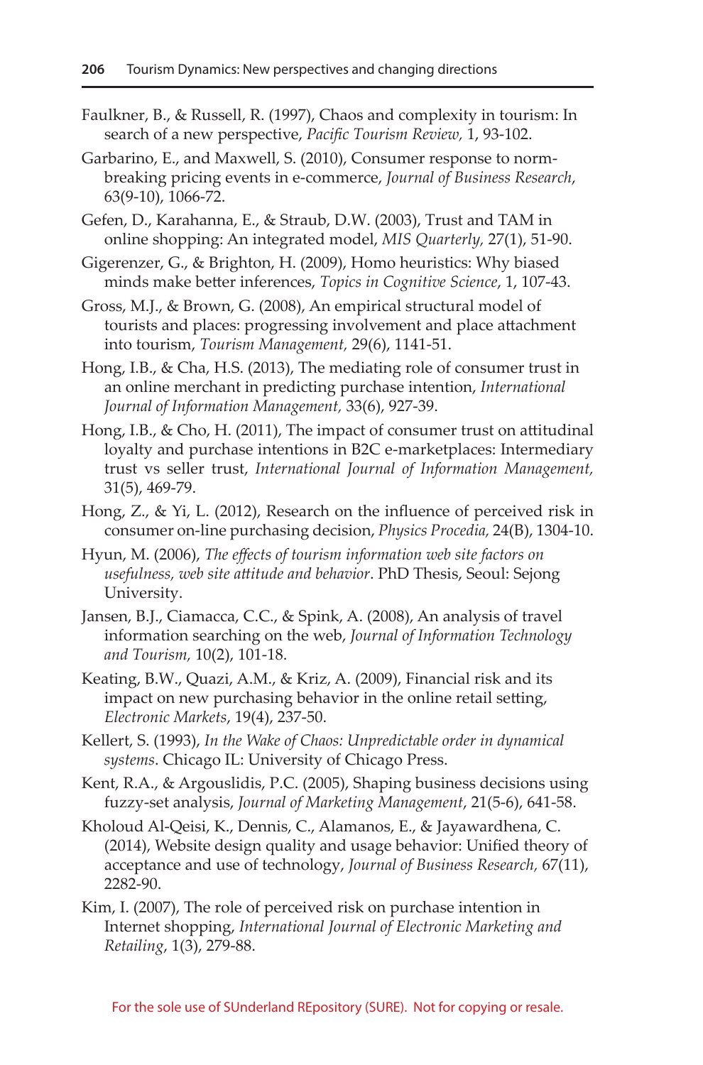Faulkner, B., & Russell, R. (1997), Chaos and complexity in tourism: In search of a new perspective, *Pacific Tourism Review,* 1, 93-102.

Garbarino, E., and Maxwell, S. (2010), Consumer response to norm-breaking pricing events in e-commerce, *Journal of Business Research*, 63(9-10), 1066-72.

Gefen, D., Karahanna, E., & Straub, D.W. (2003), Trust and TAM in online shopping: An integrated model, *MIS Quarterly,* 27(1), 51-90.

Gigerenzer, G., & Brighton, H. (2009), Homo heuristics: Why biased minds make better inferences, *Topics in Cognitive Science*, 1, 107-43.

Gross, M.J., & Brown, G. (2008), An empirical structural model of tourists and places: progressing involvement and place attachment into tourism, *Tourism Management,* 29(6), 1141-51.

Hong, I.B., & Cha, H.S. (2013), The mediating role of consumer trust in an online merchant in predicting purchase intention, *International Journal of Information Management,* 33(6), 927-39.

Hong, I.B., & Cho, H. (2011), The impact of consumer trust on attitudinal loyalty and purchase intentions in B2C e-marketplaces: Intermediary trust vs seller trust, *International Journal of Information Management,* 31(5), 469-79.

Hong, Z., & Yi, L. (2012), Research on the influence of perceived risk in consumer on-line purchasing decision, *Physics Procedia,* 24(B), 1304-10.

Hyun, M. (2006), *The effects of tourism information web site factors on usefulness, web site attitude and behavior*. PhD Thesis, Seoul: Sejong University.

Jansen, B.J., Ciamacca, C.C., & Spink, A. (2008), An analysis of travel information searching on the web, *Journal of Information Technology and Tourism,* 10(2), 101-18.

Keating, B.W., Quazi, A.M., & Kriz, A. (2009), Financial risk and its impact on new purchasing behavior in the online retail setting, *Electronic Markets*, 19(4), 237-50.

Kellert, S. (1993), *In the Wake of Chaos: Unpredictable order in dynamical systems*. Chicago IL: University of Chicago Press.

Kent, R.A., & Argouslidis, P.C. (2005), Shaping business decisions using fuzzy-set analysis, *Journal of Marketing Management*, 21(5-6), 641-58.

Kholoud Al-Qeisi, K., Dennis, C., Alamanos, E., & Jayawardhena, C. (2014), Website design quality and usage behavior: Unified theory of acceptance and use of technology, *Journal of Business Research,* 67(11), 2282-90.

Kim, I. (2007), The role of perceived risk on purchase intention in Internet shopping, *International Journal of Electronic Marketing and Retailing*, 1(3), 279-88.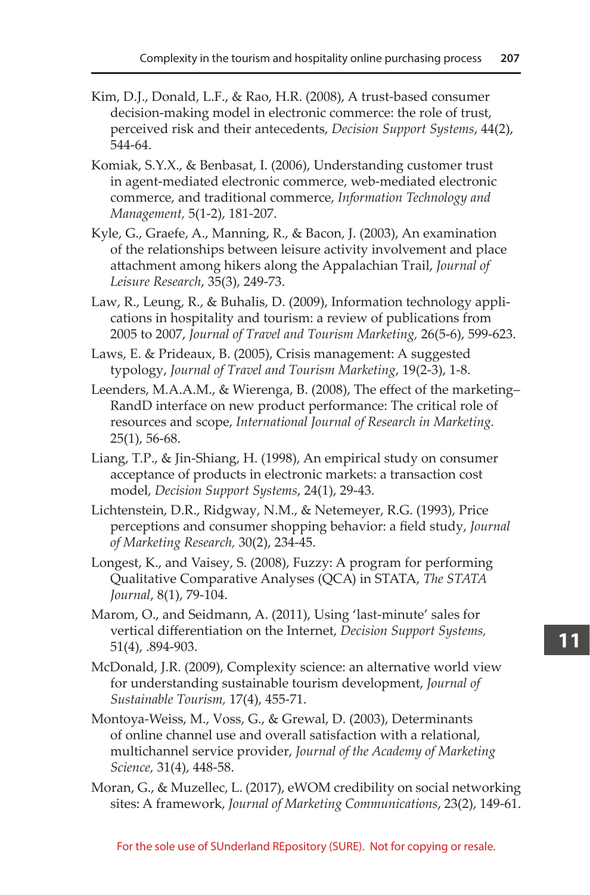Kim, D.J., Donald, L.F., & Rao, H.R. (2008), A trust-based consumer decision-making model in electronic commerce: the role of trust, perceived risk and their antecedents, *Decision Support Systems*, 44(2), 544-64.

Komiak, S.Y.X., & Benbasat, I. (2006), Understanding customer trust in agent-mediated electronic commerce, web-mediated electronic commerce, and traditional commerce, *Information Technology and Management,* 5(1-2), 181-207.

Kyle, G., Graefe, A., Manning, R., & Bacon, J. (2003), An examination of the relationships between leisure activity involvement and place attachment among hikers along the Appalachian Trail, *Journal of Leisure Research*, 35(3), 249-73.

Law, R., Leung, R., & Buhalis, D. (2009), Information technology applications in hospitality and tourism: a review of publications from 2005 to 2007, *Journal of Travel and Tourism Marketing,* 26(5-6), 599-623.

Laws, E. & Prideaux, B. (2005), Crisis management: A suggested typology, *Journal of Travel and Tourism Marketing*, 19(2-3), 1-8.

Leenders, M.A.A.M., & Wierenga, B. (2008), The effect of the marketing–RandD interface on new product performance: The critical role of resources and scope, *International Journal of Research in Marketing.* 25(1), 56-68.

Liang, T.P., & Jin-Shiang, H. (1998), An empirical study on consumer acceptance of products in electronic markets: a transaction cost model, *Decision Support Systems*, 24(1), 29-43.

Lichtenstein, D.R., Ridgway, N.M., & Netemeyer, R.G. (1993), Price perceptions and consumer shopping behavior: a field study, *Journal of Marketing Research,* 30(2), 234-45.

Longest, K., and Vaisey, S. (2008), Fuzzy: A program for performing Qualitative Comparative Analyses (QCA) in STATA, *The STATA Journal*, 8(1), 79-104.

Marom, O., and Seidmann, A. (2011), Using 'last-minute' sales for vertical differentiation on the Internet, *Decision Support Systems,* 51(4), .894-903.

McDonald, J.R. (2009), Complexity science: an alternative world view for understanding sustainable tourism development, *Journal of Sustainable Tourism,* 17(4), 455-71.

Montoya-Weiss, M., Voss, G., & Grewal, D. (2003), Determinants of online channel use and overall satisfaction with a relational, multichannel service provider, *Journal of the Academy of Marketing Science,* 31(4), 448-58.

Moran, G., & Muzellec, L. (2017), eWOM credibility on social networking sites: A framework, *Journal of Marketing Communications*, 23(2), 149-61.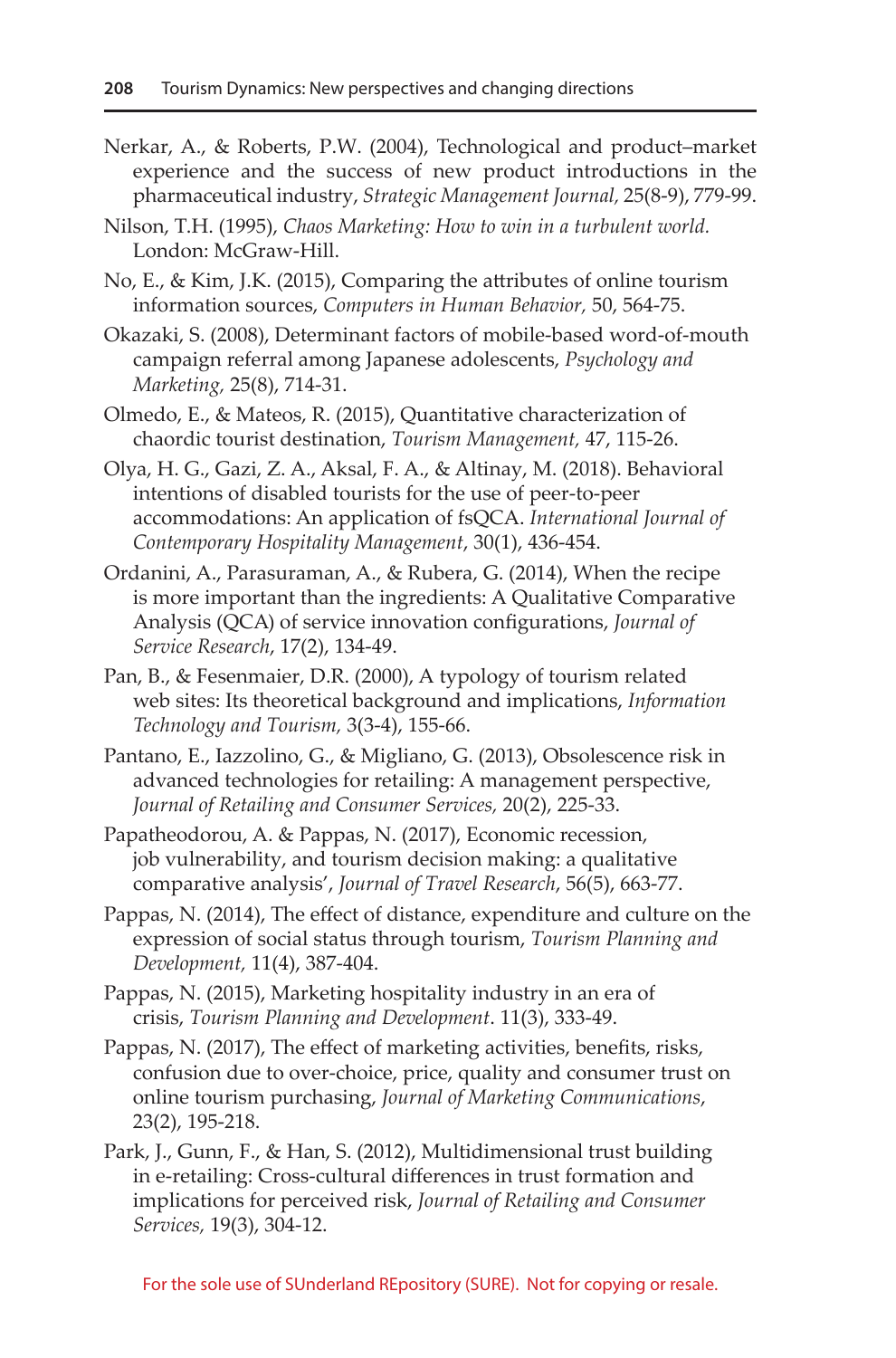Nerkar, A., & Roberts, P.W. (2004), Technological and product–market experience and the success of new product introductions in the pharmaceutical industry, *Strategic Management Journal,* 25(8-9), 779-99.

Nilson, T.H. (1995), *Chaos Marketing: How to win in a turbulent world.* London: McGraw-Hill.

No, E., & Kim, J.K. (2015), Comparing the attributes of online tourism information sources, *Computers in Human Behavior,* 50, 564-75.

Okazaki, S. (2008), Determinant factors of mobile-based word-of-mouth campaign referral among Japanese adolescents, *Psychology and Marketing,* 25(8), 714-31.

Olmedo, E., & Mateos, R. (2015), Quantitative characterization of chaordic tourist destination, *Tourism Management,* 47, 115-26.

Olya, H. G., Gazi, Z. A., Aksal, F. A., & Altinay, M. (2018). Behavioral intentions of disabled tourists for the use of peer-to-peer accommodations: An application of fsQCA. *International Journal of Contemporary Hospitality Management*, 30(1), 436-454.

Ordanini, A., Parasuraman, A., & Rubera, G. (2014), When the recipe is more important than the ingredients: A Qualitative Comparative Analysis (QCA) of service innovation configurations, *Journal of Service Research*, 17(2), 134-49.

Pan, B., & Fesenmaier, D.R. (2000), A typology of tourism related web sites: Its theoretical background and implications, *Information Technology and Tourism,* 3(3-4), 155-66.

Pantano, E., Iazzolino, G., & Migliano, G. (2013), Obsolescence risk in advanced technologies for retailing: A management perspective, *Journal of Retailing and Consumer Services,* 20(2), 225-33.

Papatheodorou, A. & Pappas, N. (2017), Economic recession, job vulnerability, and tourism decision making: a qualitative comparative analysis', *Journal of Travel Research*, 56(5), 663-77.

Pappas, N. (2014), The effect of distance, expenditure and culture on the expression of social status through tourism, *Tourism Planning and Development,* 11(4), 387-404.

Pappas, N. (2015), Marketing hospitality industry in an era of crisis, *Tourism Planning and Development*. 11(3), 333-49.

Pappas, N. (2017), The effect of marketing activities, benefits, risks, confusion due to over-choice, price, quality and consumer trust on online tourism purchasing, *Journal of Marketing Communications*, 23(2), 195-218.

Park, J., Gunn, F., & Han, S. (2012), Multidimensional trust building in e-retailing: Cross-cultural differences in trust formation and implications for perceived risk, *Journal of Retailing and Consumer Services,* 19(3), 304-12.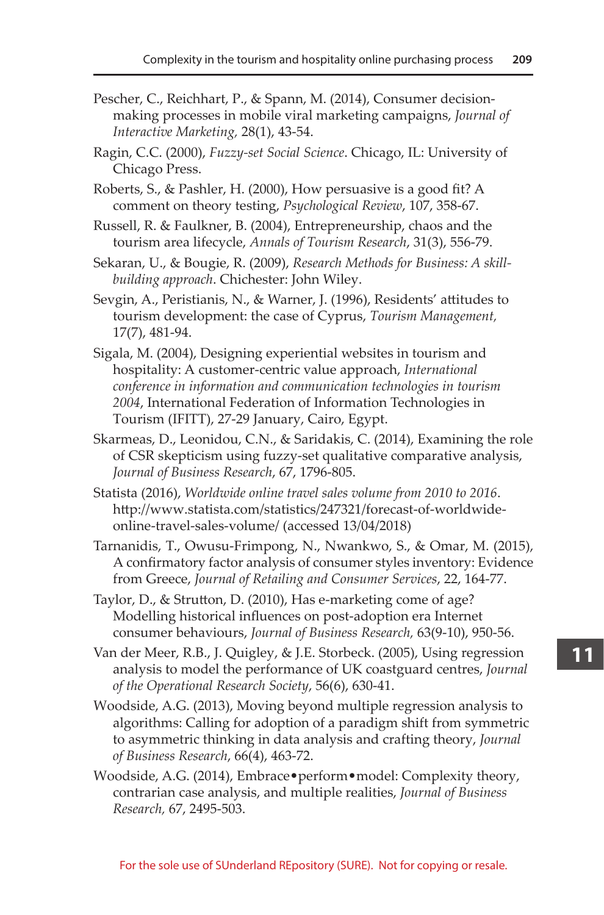Pescher, C., Reichhart, P., & Spann, M. (2014), Consumer decision-making processes in mobile viral marketing campaigns, *Journal of Interactive Marketing,* 28(1), 43-54.

Ragin, C.C. (2000), *Fuzzy-set Social Science*. Chicago, IL: University of Chicago Press.

Roberts, S., & Pashler, H. (2000), How persuasive is a good fit? A comment on theory testing, *Psychological Review*, 107, 358-67.

Russell, R. & Faulkner, B. (2004), Entrepreneurship, chaos and the tourism area lifecycle, *Annals of Tourism Research*, 31(3), 556-79.

Sekaran, U., & Bougie, R. (2009), *Research Methods for Business: A skill-building approach*. Chichester: John Wiley.

Sevgin, A., Peristianis, N., & Warner, J. (1996), Residents' attitudes to tourism development: the case of Cyprus, *Tourism Management,* 17(7), 481-94.

Sigala, M. (2004), Designing experiential websites in tourism and hospitality: A customer-centric value approach, *International conference in information and communication technologies in tourism 2004*, International Federation of Information Technologies in Tourism (IFITT), 27-29 January, Cairo, Egypt.

Skarmeas, D., Leonidou, C.N., & Saridakis, C. (2014), Examining the role of CSR skepticism using fuzzy-set qualitative comparative analysis, *Journal of Business Research*, 67, 1796-805.

Statista (2016), *Worldwide online travel sales volume from 2010 to 2016*. http://www.statista.com/statistics/247321/forecast-of-worldwide-online-travel-sales-volume/ (accessed 13/04/2018)

Tarnanidis, T., Owusu-Frimpong, N., Nwankwo, S., & Omar, M. (2015), A confirmatory factor analysis of consumer styles inventory: Evidence from Greece, *Journal of Retailing and Consumer Services*, 22, 164-77.

Taylor, D., & Strutton, D. (2010), Has e-marketing come of age? Modelling historical influences on post-adoption era Internet consumer behaviours, *Journal of Business Research,* 63(9-10), 950-56.

Van der Meer, R.B., J. Quigley, & J.E. Storbeck. (2005), Using regression analysis to model the performance of UK coastguard centres, *Journal of the Operational Research Society*, 56(6), 630-41.

Woodside, A.G. (2013), Moving beyond multiple regression analysis to algorithms: Calling for adoption of a paradigm shift from symmetric to asymmetric thinking in data analysis and crafting theory, *Journal of Business Research*, 66(4), 463-72.

Woodside, A.G. (2014), Embrace•perform•model: Complexity theory, contrarian case analysis, and multiple realities, *Journal of Business Research,* 67, 2495-503.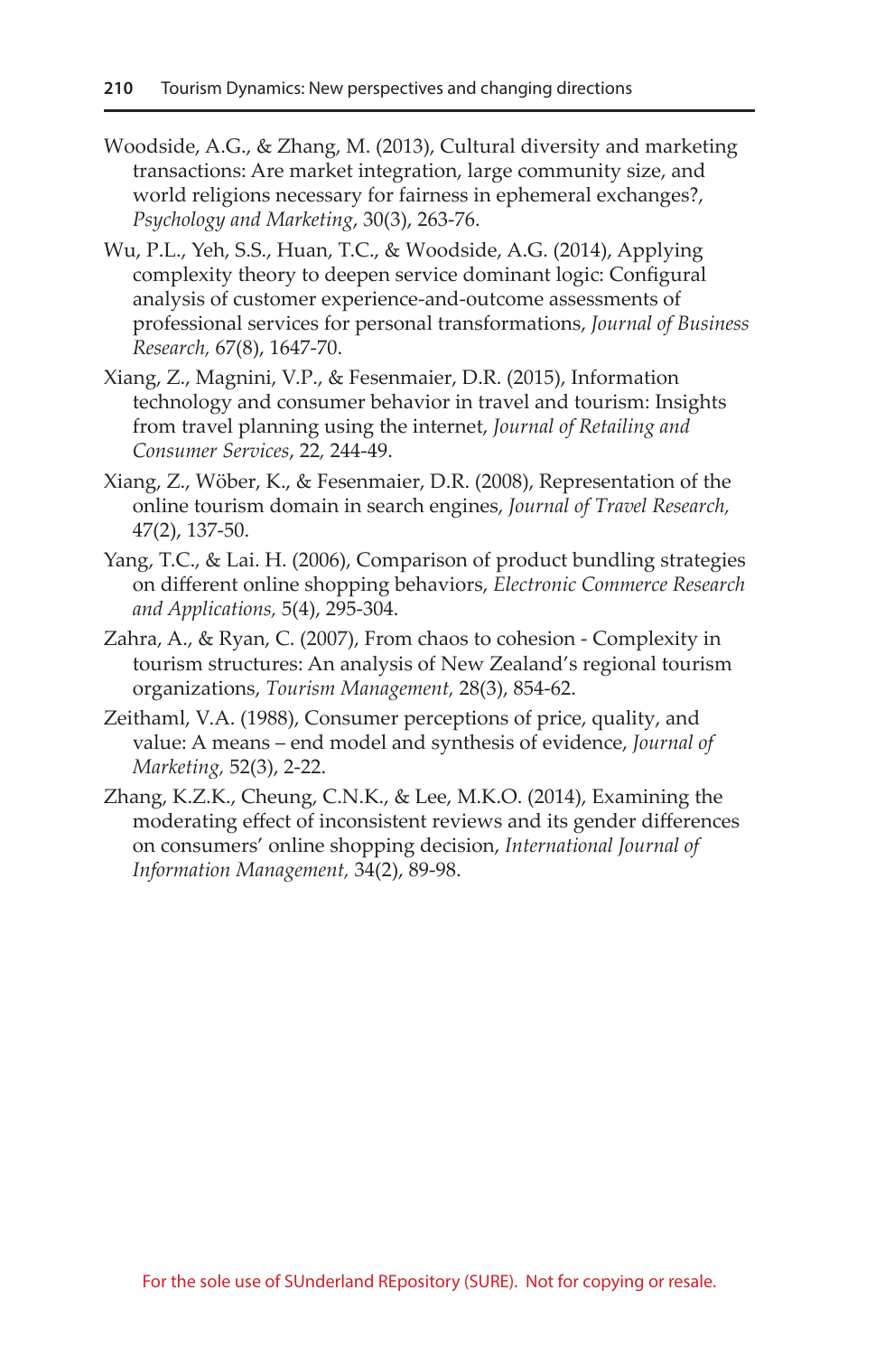Woodside, A.G., & Zhang, M. (2013), Cultural diversity and marketing transactions: Are market integration, large community size, and world religions necessary for fairness in ephemeral exchanges?, *Psychology and Marketing*, 30(3), 263-76.

Wu, P.L., Yeh, S.S., Huan, T.C., & Woodside, A.G. (2014), Applying complexity theory to deepen service dominant logic: Configural analysis of customer experience-and-outcome assessments of professional services for personal transformations, *Journal of Business Research,* 67(8), 1647-70.

Xiang, Z., Magnini, V.P., & Fesenmaier, D.R. (2015), Information technology and consumer behavior in travel and tourism: Insights from travel planning using the internet, *Journal of Retailing and Consumer Services*, 22*,* 244-49.

Xiang, Z., Wöber, K., & Fesenmaier, D.R. (2008), Representation of the online tourism domain in search engines, *Journal of Travel Research,* 47(2), 137-50.

Yang, T.C., & Lai. H. (2006), Comparison of product bundling strategies on different online shopping behaviors, *Electronic Commerce Research and Applications,* 5(4), 295-304.

Zahra, A., & Ryan, C. (2007), From chaos to cohesion - Complexity in tourism structures: An analysis of New Zealand's regional tourism organizations, *Tourism Management,* 28(3), 854-62.

Zeithaml, V.A. (1988), Consumer perceptions of price, quality, and value: A means – end model and synthesis of evidence, *Journal of Marketing,* 52(3), 2-22.

Zhang, K.Z.K., Cheung, C.N.K., & Lee, M.K.O. (2014), Examining the moderating effect of inconsistent reviews and its gender differences on consumers' online shopping decision, *International Journal of Information Management,* 34(2), 89-98.

For the sole use of SUnderland REpository (SURE). Not for copying or resale.